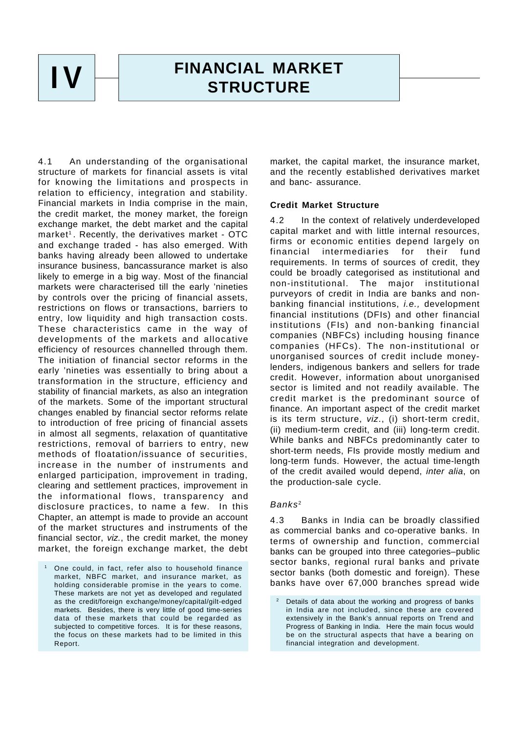# IV FINANCIAL MARKET STRUCTURE

4.1 An understanding of the organisational structure of markets for financial assets is vital for knowing the limitations and prospects in relation to efficiency, integration and stability. Financial markets in India comprise in the main, the credit market, the money market, the foreign exchange market, the debt market and the capital market[1]. Recently, the derivatives market - OTC and exchange traded - has also emerged. With banks having already been allowed to undertake insurance business, bancassurance market is also likely to emerge in a big way. Most of the financial markets were characterised till the early 'nineties by controls over the pricing of financial assets, restrictions on flows or transactions, barriers to entry, low liquidity and high transaction costs. These characteristics came in the way of developments of the markets and allocative efficiency of resources channelled through them. The initiation of financial sector reforms in the early 'nineties was essentially to bring about a transformation in the structure, efficiency and stability of financial markets, as also an integration of the markets. Some of the important structural changes enabled by financial sector reforms relate to introduction of free pricing of financial assets in almost all segments, relaxation of quantitative restrictions, removal of barriers to entry, new methods of floatation/issuance of securities, increase in the number of instruments and enlarged participation, improvement in trading, clearing and settlement practices, improvement in the informational flows, transparency and disclosure practices, to name a few. In this Chapter, an attempt is made to provide an account of the market structures and instruments of the financial sector, *viz.*, the credit market, the money market, the foreign exchange market, the debt market, the capital market, the insurance market, and the recently established derivatives market and banc- assurance.

[1] One could, in fact, refer also to household finance market, NBFC market, and insurance market, as holding considerable promise in the years to come. These markets are not yet as developed and regulated as the credit/foreign exchange/money/capital/gilt-edged markets. Besides, there is very little of good time-series data of these markets that could be regarded as subjected to competitive forces. It is for these reasons, the focus on these markets had to be limited in this Report.

## Credit Market Structure

4.2 In the context of relatively underdeveloped capital market and with little internal resources, firms or economic entities depend largely on financial intermediaries for their fund requirements. In terms of sources of credit, they could be broadly categorised as institutional and non-institutional. The major institutional purveyors of credit in India are banks and non-banking financial institutions, *i.e.,* development financial institutions (DFIs) and other financial institutions (FIs) and non-banking financial companies (NBFCs) including housing finance companies (HFCs). The non-institutional or unorganised sources of credit include money-lenders, indigenous bankers and sellers for trade credit. However, information about unorganised sector is limited and not readily available. The credit market is the predominant source of finance. An important aspect of the credit market is its term structure, *viz*., (i) short-term credit, (ii) medium-term credit, and (iii) long-term credit. While banks and NBFCs predominantly cater to short-term needs, FIs provide mostly medium and long-term funds. However, the actual time-length of the credit availed would depend, *inter alia*, on the production-sale cycle.

### *Banks*[2]

4.3 Banks in India can be broadly classified as commercial banks and co-operative banks. In terms of ownership and function, commercial banks can be grouped into three categories–public sector banks, regional rural banks and private sector banks (both domestic and foreign). These banks have over 67,000 branches spread wide

[2] Details of data about the working and progress of banks in India are not included, since these are covered extensively in the Bank's annual reports on Trend and Progress of Banking in India. Here the main focus would be on the structural aspects that have a bearing on financial integration and development.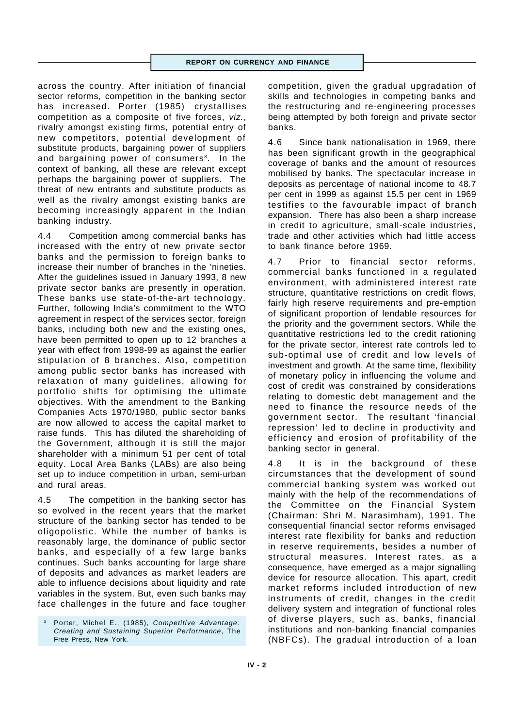across the country. After initiation of financial sector reforms, competition in the banking sector has increased. Porter (1985) crystallises competition as a composite of five forces, *viz.*, rivalry amongst existing firms, potential entry of new competitors, potential development of substitute products, bargaining power of suppliers and bargaining power of consumers[3]. In the context of banking, all these are relevant except perhaps the bargaining power of suppliers. The threat of new entrants and substitute products as well as the rivalry amongst existing banks are becoming increasingly apparent in the Indian banking industry.

4.4 Competition among commercial banks has increased with the entry of new private sector banks and the permission to foreign banks to increase their number of branches in the 'nineties. After the guidelines issued in January 1993, 8 new private sector banks are presently in operation. These banks use state-of-the-art technology. Further, following India's commitment to the WTO agreement in respect of the services sector, foreign banks, including both new and the existing ones, have been permitted to open up to 12 branches a year with effect from 1998-99 as against the earlier stipulation of 8 branches. Also, competition among public sector banks has increased with relaxation of many guidelines, allowing for portfolio shifts for optimising the ultimate objectives. With the amendment to the Banking Companies Acts 1970/1980, public sector banks are now allowed to access the capital market to raise funds. This has diluted the shareholding of the Government, although it is still the major shareholder with a minimum 51 per cent of total equity. Local Area Banks (LABs) are also being set up to induce competition in urban, semi-urban and rural areas.

4.5 The competition in the banking sector has so evolved in the recent years that the market structure of the banking sector has tended to be oligopolistic. While the number of banks is reasonably large, the dominance of public sector banks, and especially of a few large banks continues. Such banks accounting for large share of deposits and advances as market leaders are able to influence decisions about liquidity and rate variables in the system. But, even such banks may face challenges in the future and face tougher competition, given the gradual upgradation of skills and technologies in competing banks and the restructuring and re-engineering processes being attempted by both foreign and private sector banks.

4.6 Since bank nationalisation in 1969, there has been significant growth in the geographical coverage of banks and the amount of resources mobilised by banks. The spectacular increase in deposits as percentage of national income to 48.7 per cent in 1999 as against 15.5 per cent in 1969 testifies to the favourable impact of branch expansion. There has also been a sharp increase in credit to agriculture, small-scale industries, trade and other activities which had little access to bank finance before 1969.

4.7 Prior to financial sector reforms, commercial banks functioned in a regulated environment, with administered interest rate structure, quantitative restrictions on credit flows, fairly high reserve requirements and pre-emption of significant proportion of lendable resources for the priority and the government sectors. While the quantitative restrictions led to the credit rationing for the private sector, interest rate controls led to sub-optimal use of credit and low levels of investment and growth. At the same time, flexibility of monetary policy in influencing the volume and cost of credit was constrained by considerations relating to domestic debt management and the need to finance the resource needs of the government sector. The resultant 'financial repression' led to decline in productivity and efficiency and erosion of profitability of the banking sector in general.

4.8 It is in the background of these circumstances that the development of sound commercial banking system was worked out mainly with the help of the recommendations of the Committee on the Financial System (Chairman: Shri M. Narasimham), 1991. The consequential financial sector reforms envisaged interest rate flexibility for banks and reduction in reserve requirements, besides a number of structural measures. Interest rates, as a consequence, have emerged as a major signalling device for resource allocation. This apart, credit market reforms included introduction of new instruments of credit, changes in the credit delivery system and integration of functional roles of diverse players, such as, banks, financial institutions and non-banking financial companies (NBFCs). The gradual introduction of a loan

[3] Porter, Michel E., (1985), *Competitive Advantage: Creating and Sustaining Superior Performance*, The Free Press, New York.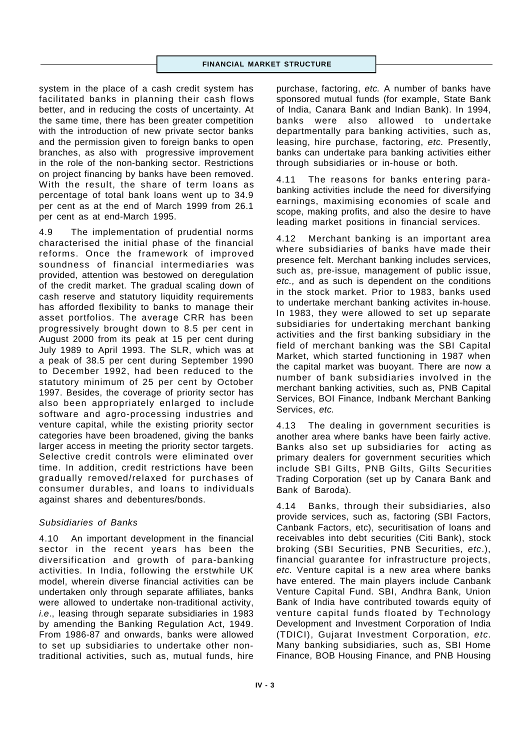system in the place of a cash credit system has facilitated banks in planning their cash flows better, and in reducing the costs of uncertainty. At the same time, there has been greater competition with the introduction of new private sector banks and the permission given to foreign banks to open branches, as also with progressive improvement in the role of the non-banking sector. Restrictions on project financing by banks have been removed. With the result, the share of term loans as percentage of total bank loans went up to 34.9 per cent as at the end of March 1999 from 26.1 per cent as at end-March 1995.

4.9 The implementation of prudential norms characterised the initial phase of the financial reforms. Once the framework of improved soundness of financial intermediaries was provided, attention was bestowed on deregulation of the credit market. The gradual scaling down of cash reserve and statutory liquidity requirements has afforded flexibility to banks to manage their asset portfolios. The average CRR has been progressively brought down to 8.5 per cent in August 2000 from its peak at 15 per cent during July 1989 to April 1993. The SLR, which was at a peak of 38.5 per cent during September 1990 to December 1992, had been reduced to the statutory minimum of 25 per cent by October 1997. Besides, the coverage of priority sector has also been appropriately enlarged to include software and agro-processing industries and venture capital, while the existing priority sector categories have been broadened, giving the banks larger access in meeting the priority sector targets. Selective credit controls were eliminated over time. In addition, credit restrictions have been gradually removed/relaxed for purchases of consumer durables, and loans to individuals against shares and debentures/bonds.

### *Subsidiaries of Banks*

4.10 An important development in the financial sector in the recent years has been the diversification and growth of para-banking activities. In India, following the erstwhile UK model, wherein diverse financial activities can be undertaken only through separate affiliates, banks were allowed to undertake non-traditional activity, *i.e*., leasing through separate subsidiaries in 1983 by amending the Banking Regulation Act, 1949. From 1986-87 and onwards, banks were allowed to set up subsidiaries to undertake other non-traditional activities, such as, mutual funds, hire purchase, factoring, *etc.* A number of banks have sponsored mutual funds (for example, State Bank of India, Canara Bank and Indian Bank). In 1994, banks were also allowed to undertake departmentally para banking activities, such as, leasing, hire purchase, factoring, *etc.* Presently, banks can undertake para banking activities either through subsidiaries or in-house or both.

4.11 The reasons for banks entering para-banking activities include the need for diversifying earnings, maximising economies of scale and scope, making profits, and also the desire to have leading market positions in financial services.

4.12 Merchant banking is an important area where subsidiaries of banks have made their presence felt. Merchant banking includes services, such as, pre-issue, management of public issue, *etc.,* and as such is dependent on the conditions in the stock market. Prior to 1983, banks used to undertake merchant banking activites in-house. In 1983, they were allowed to set up separate subsidiaries for undertaking merchant banking activities and the first banking subsidiary in the field of merchant banking was the SBI Capital Market, which started functioning in 1987 when the capital market was buoyant. There are now a number of bank subsidiaries involved in the merchant banking activities, such as, PNB Capital Services, BOI Finance, Indbank Merchant Banking Services, *etc.*

4.13 The dealing in government securities is another area where banks have been fairly active. Banks also set up subsidiaries for acting as primary dealers for government securities which include SBI Gilts, PNB Gilts, Gilts Securities Trading Corporation (set up by Canara Bank and Bank of Baroda).

4.14 Banks, through their subsidiaries, also provide services, such as, factoring (SBI Factors, Canbank Factors, etc), securitisation of loans and receivables into debt securities (Citi Bank), stock broking (SBI Securities, PNB Securities, *etc*.), financial guarantee for infrastructure projects, *etc.* Venture capital is a new area where banks have entered. The main players include Canbank Venture Capital Fund. SBI, Andhra Bank, Union Bank of India have contributed towards equity of venture capital funds floated by Technology Development and Investment Corporation of India (TDICI), Gujarat Investment Corporation, *etc*. Many banking subsidiaries, such as, SBI Home Finance, BOB Housing Finance, and PNB Housing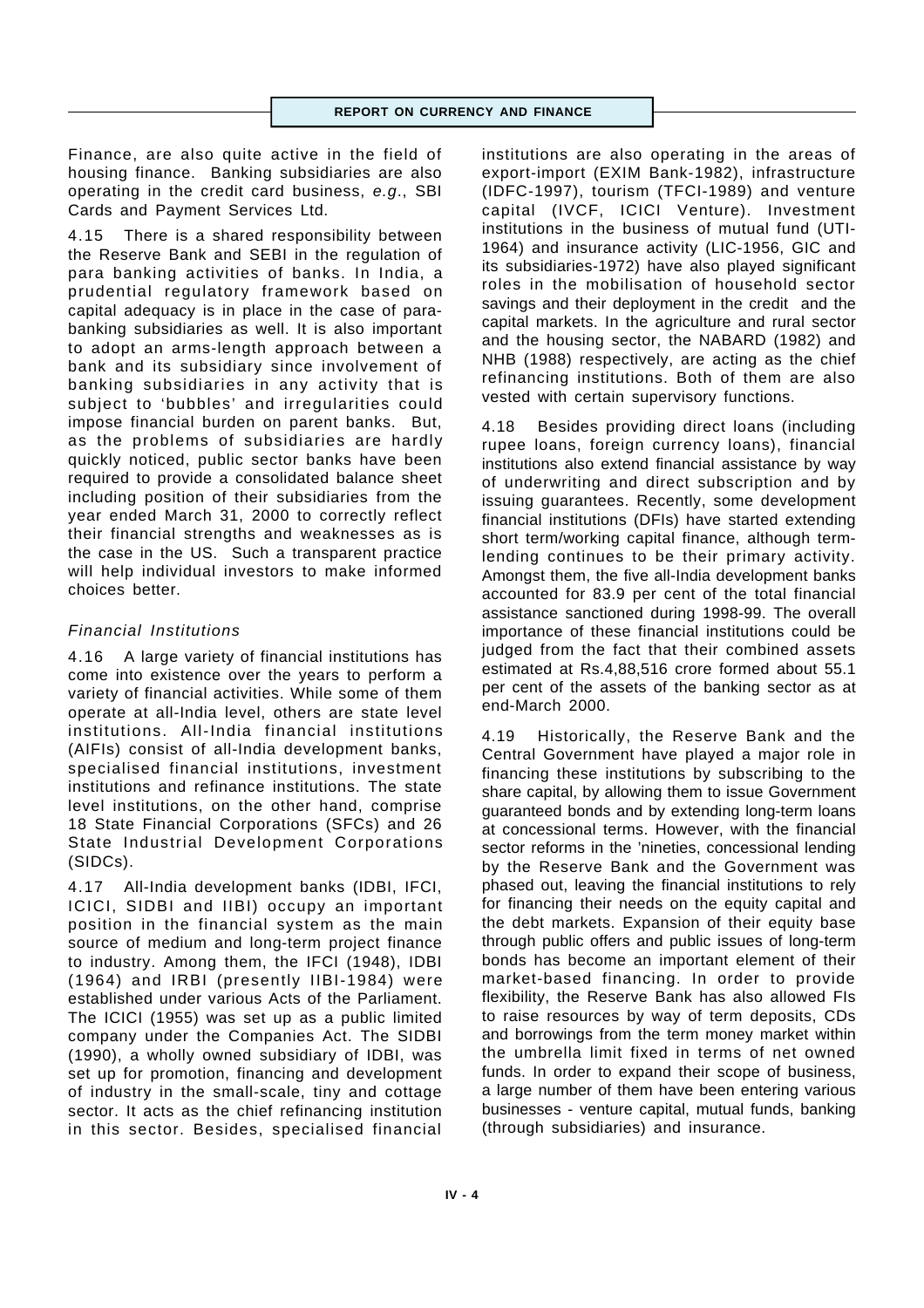Finance, are also quite active in the field of housing finance. Banking subsidiaries are also operating in the credit card business, *e.g*., SBI Cards and Payment Services Ltd.

4.15 There is a shared responsibility between the Reserve Bank and SEBI in the regulation of para banking activities of banks. In India, a prudential regulatory framework based on capital adequacy is in place in the case of para-banking subsidiaries as well. It is also important to adopt an arms-length approach between a bank and its subsidiary since involvement of banking subsidiaries in any activity that is subject to 'bubbles' and irregularities could impose financial burden on parent banks. But, as the problems of subsidiaries are hardly quickly noticed, public sector banks have been required to provide a consolidated balance sheet including position of their subsidiaries from the year ended March 31, 2000 to correctly reflect their financial strengths and weaknesses as is the case in the US. Such a transparent practice will help individual investors to make informed choices better.

### *Financial Institutions*

4.16 A large variety of financial institutions has come into existence over the years to perform a variety of financial activities. While some of them operate at all-India level, others are state level institutions. All-India financial institutions (AIFIs) consist of all-India development banks, specialised financial institutions, investment institutions and refinance institutions. The state level institutions, on the other hand, comprise 18 State Financial Corporations (SFCs) and 26 State Industrial Development Corporations (SIDCs).

4.17 All-India development banks (IDBI, IFCI, ICICI, SIDBI and IIBI) occupy an important position in the financial system as the main source of medium and long-term project finance to industry. Among them, the IFCI (1948), IDBI (1964) and IRBI (presently IIBI-1984) were established under various Acts of the Parliament. The ICICI (1955) was set up as a public limited company under the Companies Act. The SIDBI (1990), a wholly owned subsidiary of IDBI, was set up for promotion, financing and development of industry in the small-scale, tiny and cottage sector. It acts as the chief refinancing institution in this sector. Besides, specialised financial institutions are also operating in the areas of export-import (EXIM Bank-1982), infrastructure (IDFC-1997), tourism (TFCI-1989) and venture capital (IVCF, ICICI Venture). Investment institutions in the business of mutual fund (UTI-1964) and insurance activity (LIC-1956, GIC and its subsidiaries-1972) have also played significant roles in the mobilisation of household sector savings and their deployment in the credit and the capital markets. In the agriculture and rural sector and the housing sector, the NABARD (1982) and NHB (1988) respectively, are acting as the chief refinancing institutions. Both of them are also vested with certain supervisory functions.

4.18 Besides providing direct loans (including rupee loans, foreign currency loans), financial institutions also extend financial assistance by way of underwriting and direct subscription and by issuing guarantees. Recently, some development financial institutions (DFIs) have started extending short term/working capital finance, although term-lending continues to be their primary activity. Amongst them, the five all-India development banks accounted for 83.9 per cent of the total financial assistance sanctioned during 1998-99. The overall importance of these financial institutions could be judged from the fact that their combined assets estimated at Rs.4,88,516 crore formed about 55.1 per cent of the assets of the banking sector as at end-March 2000.

4.19 Historically, the Reserve Bank and the Central Government have played a major role in financing these institutions by subscribing to the share capital, by allowing them to issue Government guaranteed bonds and by extending long-term loans at concessional terms. However, with the financial sector reforms in the 'nineties, concessional lending by the Reserve Bank and the Government was phased out, leaving the financial institutions to rely for financing their needs on the equity capital and the debt markets. Expansion of their equity base through public offers and public issues of long-term bonds has become an important element of their market-based financing. In order to provide flexibility, the Reserve Bank has also allowed FIs to raise resources by way of term deposits, CDs and borrowings from the term money market within the umbrella limit fixed in terms of net owned funds. In order to expand their scope of business, a large number of them have been entering various businesses - venture capital, mutual funds, banking (through subsidiaries) and insurance.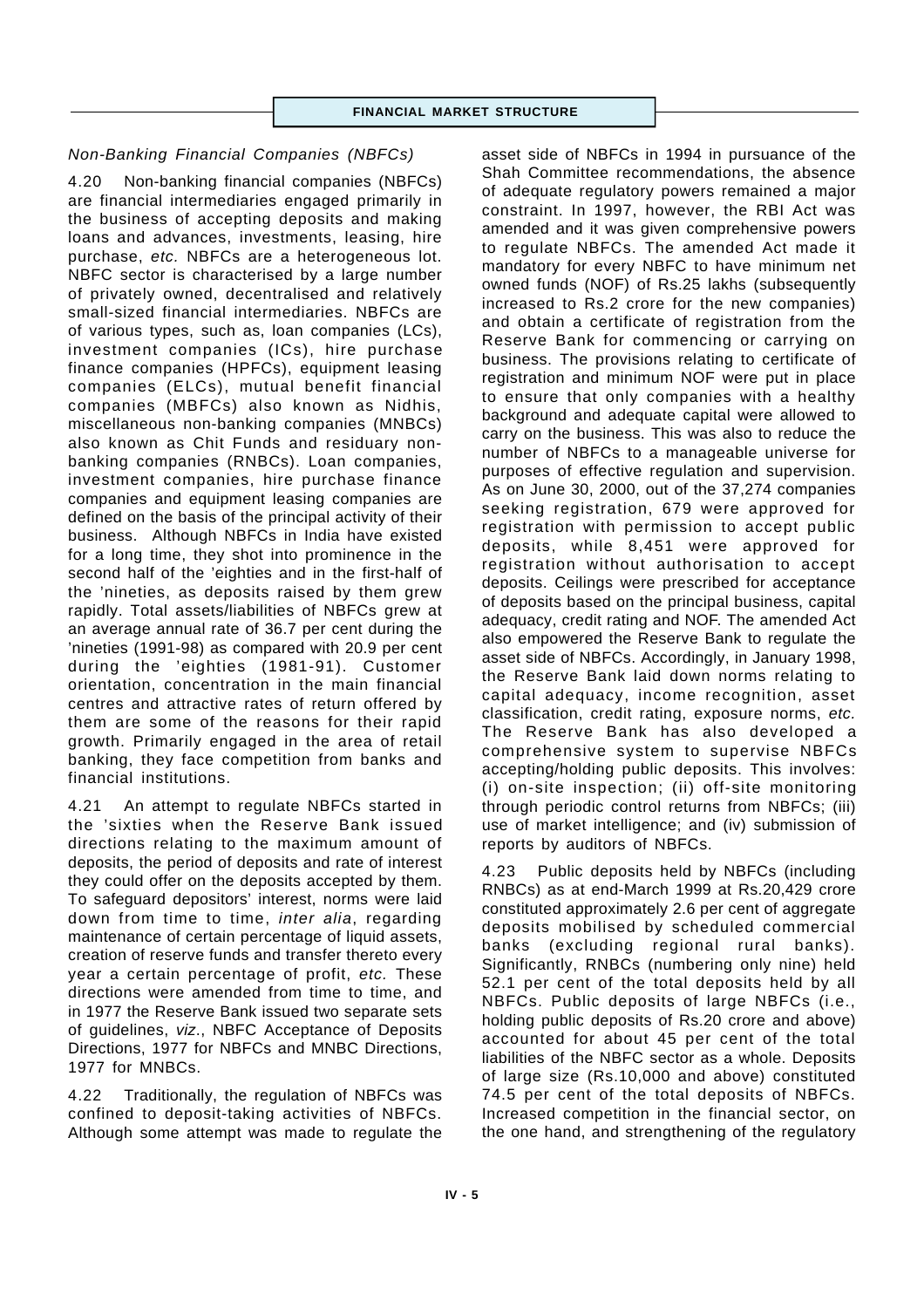### *Non-Banking Financial Companies (NBFCs)*

4.20 Non-banking financial companies (NBFCs) are financial intermediaries engaged primarily in the business of accepting deposits and making loans and advances, investments, leasing, hire purchase, *etc.* NBFCs are a heterogeneous lot. NBFC sector is characterised by a large number of privately owned, decentralised and relatively small-sized financial intermediaries. NBFCs are of various types, such as, loan companies (LCs), investment companies (ICs), hire purchase finance companies (HPFCs), equipment leasing companies (ELCs), mutual benefit financial companies (MBFCs) also known as Nidhis, miscellaneous non-banking companies (MNBCs) also known as Chit Funds and residuary non-banking companies (RNBCs). Loan companies, investment companies, hire purchase finance companies and equipment leasing companies are defined on the basis of the principal activity of their business. Although NBFCs in India have existed for a long time, they shot into prominence in the second half of the 'eighties and in the first-half of the 'nineties, as deposits raised by them grew rapidly. Total assets/liabilities of NBFCs grew at an average annual rate of 36.7 per cent during the 'nineties (1991-98) as compared with 20.9 per cent during the 'eighties (1981-91). Customer orientation, concentration in the main financial centres and attractive rates of return offered by them are some of the reasons for their rapid growth. Primarily engaged in the area of retail banking, they face competition from banks and financial institutions.

4.21 An attempt to regulate NBFCs started in the 'sixties when the Reserve Bank issued directions relating to the maximum amount of deposits, the period of deposits and rate of interest they could offer on the deposits accepted by them. To safeguard depositors' interest, norms were laid down from time to time, *inter alia*, regarding maintenance of certain percentage of liquid assets, creation of reserve funds and transfer thereto every year a certain percentage of profit, *etc.* These directions were amended from time to time, and in 1977 the Reserve Bank issued two separate sets of guidelines, *viz*., NBFC Acceptance of Deposits Directions, 1977 for NBFCs and MNBC Directions, 1977 for MNBCs.

4.22 Traditionally, the regulation of NBFCs was confined to deposit-taking activities of NBFCs. Although some attempt was made to regulate the asset side of NBFCs in 1994 in pursuance of the Shah Committee recommendations, the absence of adequate regulatory powers remained a major constraint. In 1997, however, the RBI Act was amended and it was given comprehensive powers to regulate NBFCs. The amended Act made it mandatory for every NBFC to have minimum net owned funds (NOF) of Rs.25 lakhs (subsequently increased to Rs.2 crore for the new companies) and obtain a certificate of registration from the Reserve Bank for commencing or carrying on business. The provisions relating to certificate of registration and minimum NOF were put in place to ensure that only companies with a healthy background and adequate capital were allowed to carry on the business. This was also to reduce the number of NBFCs to a manageable universe for purposes of effective regulation and supervision. As on June 30, 2000, out of the 37,274 companies seeking registration, 679 were approved for registration with permission to accept public deposits, while 8,451 were approved for registration without authorisation to accept deposits. Ceilings were prescribed for acceptance of deposits based on the principal business, capital adequacy, credit rating and NOF. The amended Act also empowered the Reserve Bank to regulate the asset side of NBFCs. Accordingly, in January 1998, the Reserve Bank laid down norms relating to capital adequacy, income recognition, asset classification, credit rating, exposure norms, *etc.* The Reserve Bank has also developed a comprehensive system to supervise NBFCs accepting/holding public deposits. This involves: (i) on-site inspection; (ii) off-site monitoring through periodic control returns from NBFCs; (iii) use of market intelligence; and (iv) submission of reports by auditors of NBFCs.

4.23 Public deposits held by NBFCs (including RNBCs) as at end-March 1999 at Rs.20,429 crore constituted approximately 2.6 per cent of aggregate deposits mobilised by scheduled commercial banks (excluding regional rural banks). Significantly, RNBCs (numbering only nine) held 52.1 per cent of the total deposits held by all NBFCs. Public deposits of large NBFCs (i.e., holding public deposits of Rs.20 crore and above) accounted for about 45 per cent of the total liabilities of the NBFC sector as a whole. Deposits of large size (Rs.10,000 and above) constituted 74.5 per cent of the total deposits of NBFCs. Increased competition in the financial sector, on the one hand, and strengthening of the regulatory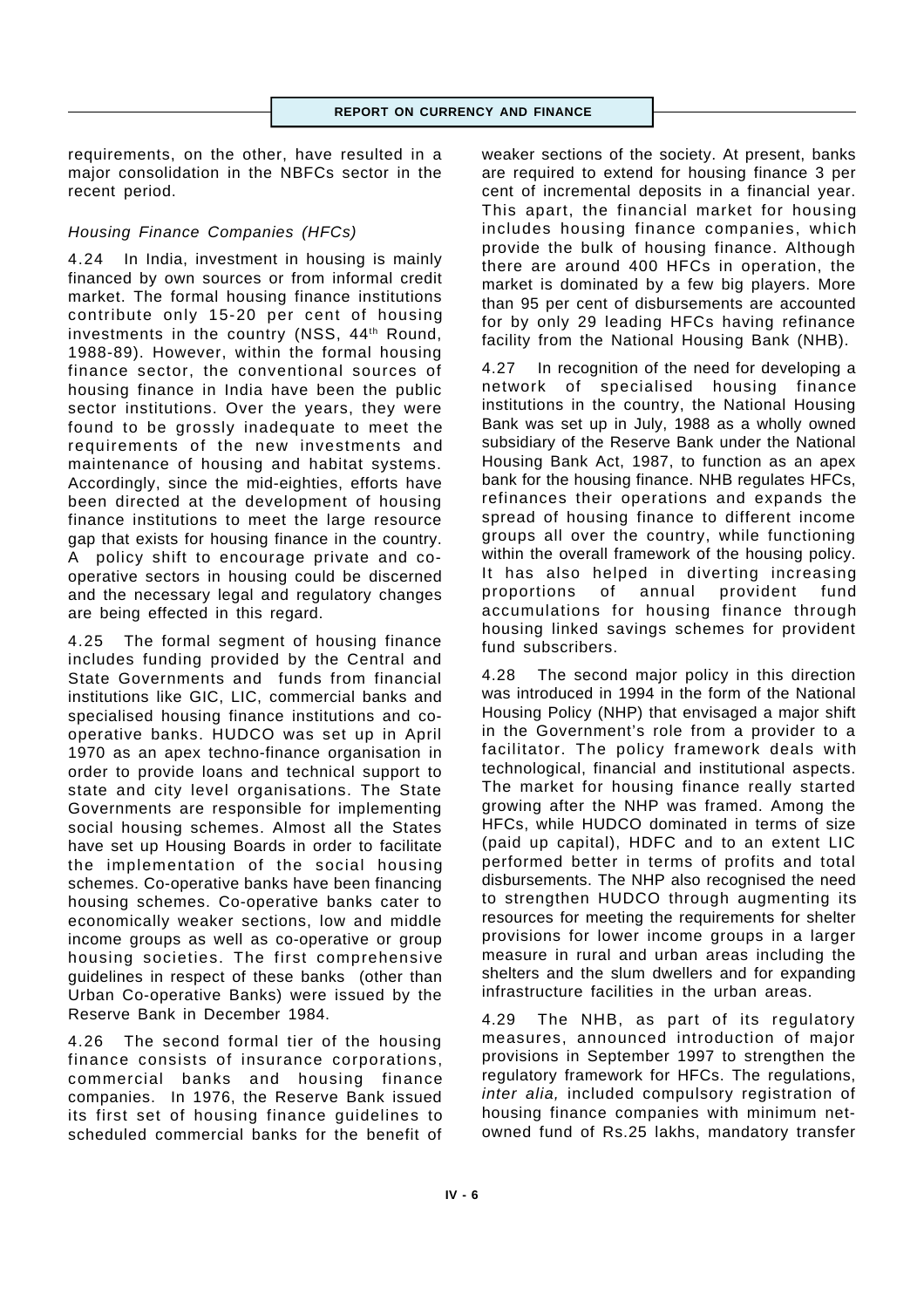requirements, on the other, have resulted in a major consolidation in the NBFCs sector in the recent period.

### *Housing Finance Companies (HFCs)*

4.24 In India, investment in housing is mainly financed by own sources or from informal credit market. The formal housing finance institutions contribute only 15-20 per cent of housing investments in the country (NSS, 44th Round, 1988-89). However, within the formal housing finance sector, the conventional sources of housing finance in India have been the public sector institutions. Over the years, they were found to be grossly inadequate to meet the requirements of the new investments and maintenance of housing and habitat systems. Accordingly, since the mid-eighties, efforts have been directed at the development of housing finance institutions to meet the large resource gap that exists for housing finance in the country. A policy shift to encourage private and co-operative sectors in housing could be discerned and the necessary legal and regulatory changes are being effected in this regard.

4.25 The formal segment of housing finance includes funding provided by the Central and State Governments and funds from financial institutions like GIC, LIC, commercial banks and specialised housing finance institutions and co-operative banks. HUDCO was set up in April 1970 as an apex techno-finance organisation in order to provide loans and technical support to state and city level organisations. The State Governments are responsible for implementing social housing schemes. Almost all the States have set up Housing Boards in order to facilitate the implementation of the social housing schemes. Co-operative banks have been financing housing schemes. Co-operative banks cater to economically weaker sections, low and middle income groups as well as co-operative or group housing societies. The first comprehensive guidelines in respect of these banks (other than Urban Co-operative Banks) were issued by the Reserve Bank in December 1984.

4.26 The second formal tier of the housing finance consists of insurance corporations, commercial banks and housing finance companies. In 1976, the Reserve Bank issued its first set of housing finance guidelines to scheduled commercial banks for the benefit of weaker sections of the society. At present, banks are required to extend for housing finance 3 per cent of incremental deposits in a financial year. This apart, the financial market for housing includes housing finance companies, which provide the bulk of housing finance. Although there are around 400 HFCs in operation, the market is dominated by a few big players. More than 95 per cent of disbursements are accounted for by only 29 leading HFCs having refinance facility from the National Housing Bank (NHB).

4.27 In recognition of the need for developing a network of specialised housing finance institutions in the country, the National Housing Bank was set up in July, 1988 as a wholly owned subsidiary of the Reserve Bank under the National Housing Bank Act, 1987, to function as an apex bank for the housing finance. NHB regulates HFCs, refinances their operations and expands the spread of housing finance to different income groups all over the country, while functioning within the overall framework of the housing policy. It has also helped in diverting increasing proportions of annual provident fund accumulations for housing finance through housing linked savings schemes for provident fund subscribers.

4.28 The second major policy in this direction was introduced in 1994 in the form of the National Housing Policy (NHP) that envisaged a major shift in the Government's role from a provider to a facilitator. The policy framework deals with technological, financial and institutional aspects. The market for housing finance really started growing after the NHP was framed. Among the HFCs, while HUDCO dominated in terms of size (paid up capital), HDFC and to an extent LIC performed better in terms of profits and total disbursements. The NHP also recognised the need to strengthen HUDCO through augmenting its resources for meeting the requirements for shelter provisions for lower income groups in a larger measure in rural and urban areas including the shelters and the slum dwellers and for expanding infrastructure facilities in the urban areas.

4.29 The NHB, as part of its regulatory measures, announced introduction of major provisions in September 1997 to strengthen the regulatory framework for HFCs. The regulations, *inter alia,* included compulsory registration of housing finance companies with minimum net-owned fund of Rs.25 lakhs, mandatory transfer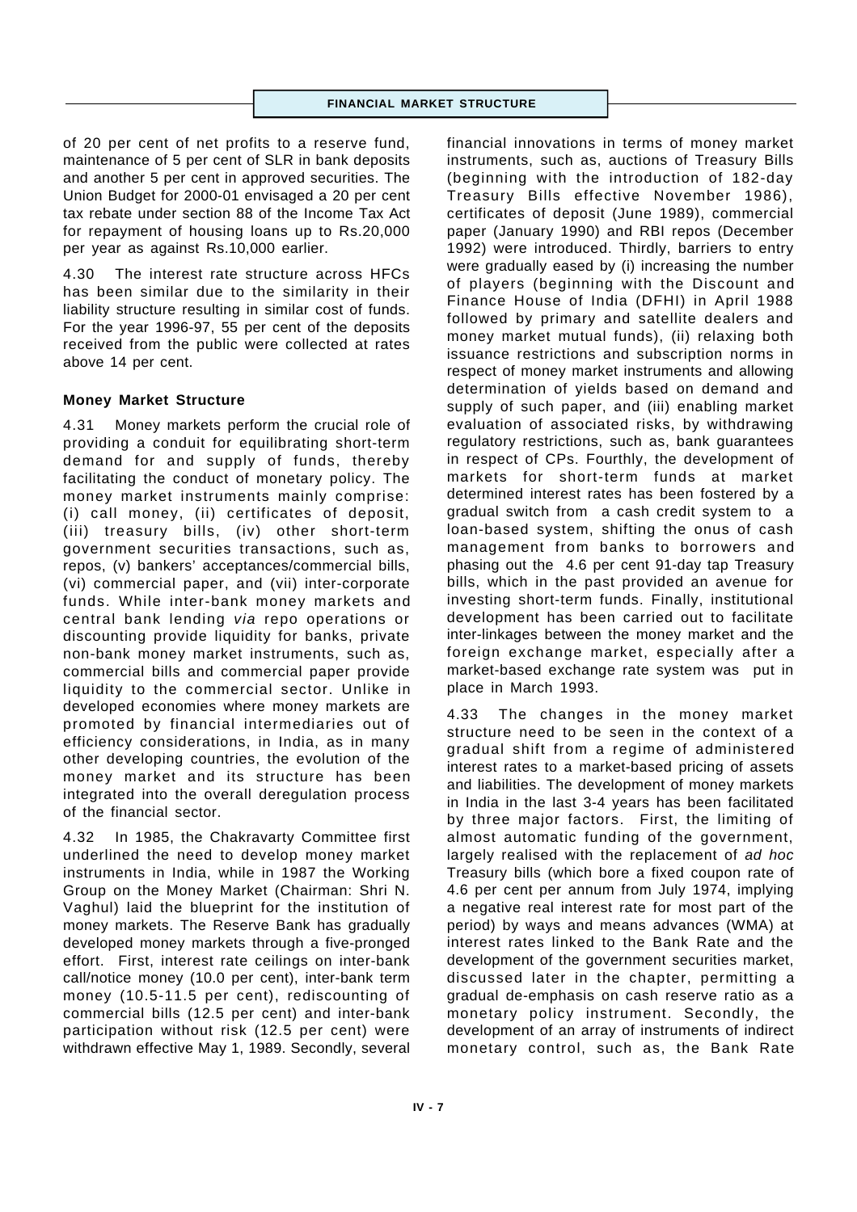of 20 per cent of net profits to a reserve fund, maintenance of 5 per cent of SLR in bank deposits and another 5 per cent in approved securities. The Union Budget for 2000-01 envisaged a 20 per cent tax rebate under section 88 of the Income Tax Act for repayment of housing loans up to Rs.20,000 per year as against Rs.10,000 earlier.

4.30 The interest rate structure across HFCs has been similar due to the similarity in their liability structure resulting in similar cost of funds. For the year 1996-97, 55 per cent of the deposits received from the public were collected at rates above 14 per cent.

**Money Market Structure**

4.31 Money markets perform the crucial role of providing a conduit for equilibrating short-term demand for and supply of funds, thereby facilitating the conduct of monetary policy. The money market instruments mainly comprise: (i) call money, (ii) certificates of deposit, (iii) treasury bills, (iv) other short-term government securities transactions, such as, repos, (v) bankers' acceptances/commercial bills, (vi) commercial paper, and (vii) inter-corporate funds. While inter-bank money markets and central bank lending *via* repo operations or discounting provide liquidity for banks, private non-bank money market instruments, such as, commercial bills and commercial paper provide liquidity to the commercial sector. Unlike in developed economies where money markets are promoted by financial intermediaries out of efficiency considerations, in India, as in many other developing countries, the evolution of the money market and its structure has been integrated into the overall deregulation process of the financial sector.

4.32 In 1985, the Chakravarty Committee first underlined the need to develop money market instruments in India, while in 1987 the Working Group on the Money Market (Chairman: Shri N. Vaghul) laid the blueprint for the institution of money markets. The Reserve Bank has gradually developed money markets through a five-pronged effort. First, interest rate ceilings on inter-bank call/notice money (10.0 per cent), inter-bank term money (10.5-11.5 per cent), rediscounting of commercial bills (12.5 per cent) and inter-bank participation without risk (12.5 per cent) were withdrawn effective May 1, 1989. Secondly, several financial innovations in terms of money market instruments, such as, auctions of Treasury Bills (beginning with the introduction of 182-day Treasury Bills effective November 1986), certificates of deposit (June 1989), commercial paper (January 1990) and RBI repos (December 1992) were introduced. Thirdly, barriers to entry were gradually eased by (i) increasing the number of players (beginning with the Discount and Finance House of India (DFHI) in April 1988 followed by primary and satellite dealers and money market mutual funds), (ii) relaxing both issuance restrictions and subscription norms in respect of money market instruments and allowing determination of yields based on demand and supply of such paper, and (iii) enabling market evaluation of associated risks, by withdrawing regulatory restrictions, such as, bank guarantees in respect of CPs. Fourthly, the development of markets for short-term funds at market determined interest rates has been fostered by a gradual switch from a cash credit system to a loan-based system, shifting the onus of cash management from banks to borrowers and phasing out the 4.6 per cent 91-day tap Treasury bills, which in the past provided an avenue for investing short-term funds. Finally, institutional development has been carried out to facilitate inter-linkages between the money market and the foreign exchange market, especially after a market-based exchange rate system was put in place in March 1993.

4.33 The changes in the money market structure need to be seen in the context of a gradual shift from a regime of administered interest rates to a market-based pricing of assets and liabilities. The development of money markets in India in the last 3-4 years has been facilitated by three major factors. First, the limiting of almost automatic funding of the government, largely realised with the replacement of *ad hoc* Treasury bills (which bore a fixed coupon rate of 4.6 per cent per annum from July 1974, implying a negative real interest rate for most part of the period) by ways and means advances (WMA) at interest rates linked to the Bank Rate and the development of the government securities market, discussed later in the chapter, permitting a gradual de-emphasis on cash reserve ratio as a monetary policy instrument. Secondly, the development of an array of instruments of indirect monetary control, such as, the Bank Rate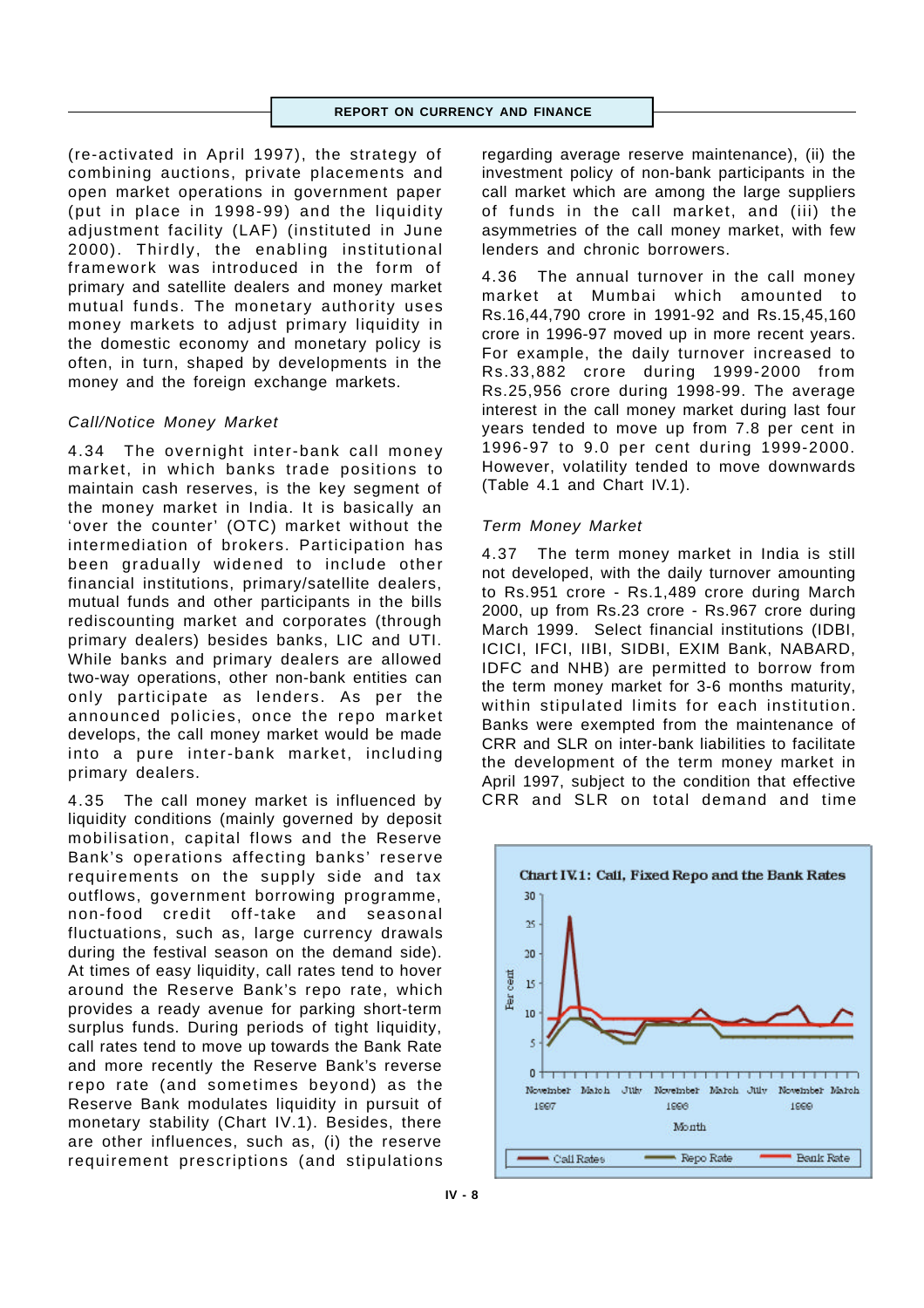(re-activated in April 1997), the strategy of combining auctions, private placements and open market operations in government paper (put in place in 1998-99) and the liquidity adjustment facility (LAF) (instituted in June 2000). Thirdly, the enabling institutional framework was introduced in the form of primary and satellite dealers and money market mutual funds. The monetary authority uses money markets to adjust primary liquidity in the domestic economy and monetary policy is often, in turn, shaped by developments in the money and the foreign exchange markets.

### *Call/Notice Money Market*

4.34 The overnight inter-bank call money market, in which banks trade positions to maintain cash reserves, is the key segment of the money market in India. It is basically an 'over the counter' (OTC) market without the intermediation of brokers. Participation has been gradually widened to include other financial institutions, primary/satellite dealers, mutual funds and other participants in the bills rediscounting market and corporates (through primary dealers) besides banks, LIC and UTI. While banks and primary dealers are allowed two-way operations, other non-bank entities can only participate as lenders. As per the announced policies, once the repo market develops, the call money market would be made into a pure inter-bank market, including primary dealers.

4.35 The call money market is influenced by liquidity conditions (mainly governed by deposit mobilisation, capital flows and the Reserve Bank's operations affecting banks' reserve requirements on the supply side and tax outflows, government borrowing programme, non-food credit off-take and seasonal fluctuations, such as, large currency drawals during the festival season on the demand side). At times of easy liquidity, call rates tend to hover around the Reserve Bank's repo rate, which provides a ready avenue for parking short-term surplus funds. During periods of tight liquidity, call rates tend to move up towards the Bank Rate and more recently the Reserve Bank's reverse repo rate (and sometimes beyond) as the Reserve Bank modulates liquidity in pursuit of monetary stability (Chart IV.1). Besides, there are other influences, such as, (i) the reserve requirement prescriptions (and stipulations regarding average reserve maintenance), (ii) the investment policy of non-bank participants in the call market which are among the large suppliers of funds in the call market, and (iii) the asymmetries of the call money market, with few lenders and chronic borrowers.

4.36 The annual turnover in the call money market at Mumbai which amounted to Rs.16,44,790 crore in 1991-92 and Rs.15,45,160 crore in 1996-97 moved up in more recent years. For example, the daily turnover increased to Rs.33,882 crore during 1999-2000 from Rs.25,956 crore during 1998-99. The average interest in the call money market during last four years tended to move up from 7.8 per cent in 1996-97 to 9.0 per cent during 1999-2000. However, volatility tended to move downwards (Table 4.1 and Chart IV.1).

### *Term Money Market*

4.37 The term money market in India is still not developed, with the daily turnover amounting to Rs.951 crore - Rs.1,489 crore during March 2000, up from Rs.23 crore - Rs.967 crore during March 1999. Select financial institutions (IDBI, ICICI, IFCI, IIBI, SIDBI, EXIM Bank, NABARD, IDFC and NHB) are permitted to borrow from the term money market for 3-6 months maturity, within stipulated limits for each institution. Banks were exempted from the maintenance of CRR and SLR on inter-bank liabilities to facilitate the development of the term money market in April 1997, subject to the condition that effective CRR and SLR on total demand and time

**Chart IV.1: Call, Fixed Repo and the Bank Rates**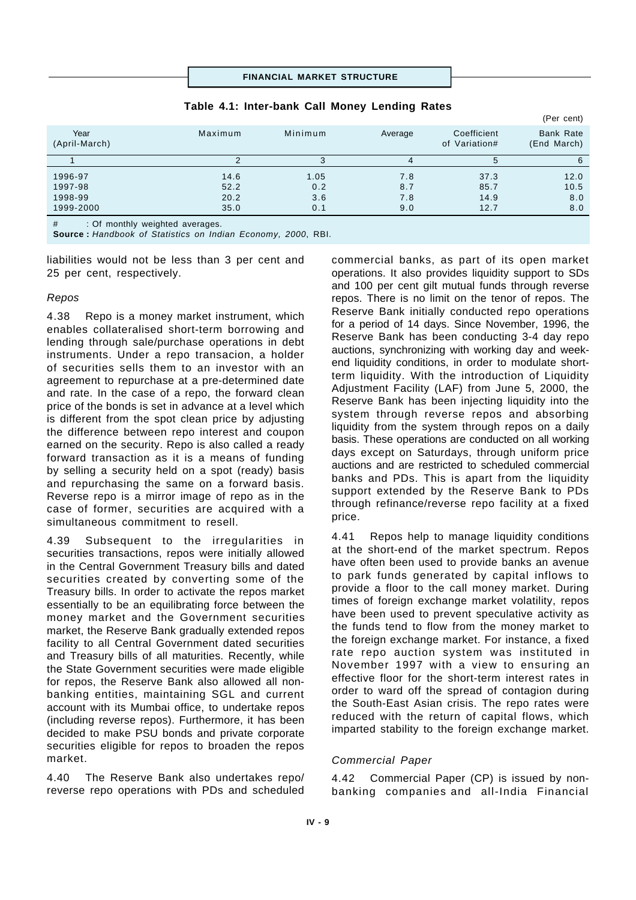**Table 4.1: Inter-bank Call Money Lending Rates**

(Per cent)

| Year (April-March) | Maximum | Minimum | Average | Coefficient of Variation# | Bank Rate (End March) |
|---|---|---|---|---|---|
| 1 | 2 | 3 | 4 | 5 | 6 |
| 1996-97 | 14.6 | 1.05 | 7.8 | 37.3 | 12.0 |
| 1997-98 | 52.2 | 0.2 | 8.7 | 85.7 | 10.5 |
| 1998-99 | 20.2 | 3.6 | 7.8 | 14.9 | 8.0 |
| 1999-2000 | 35.0 | 0.1 | 9.0 | 12.7 | 8.0 |

# : Of monthly weighted averages.

**Source :** *Handbook of Statistics on Indian Economy, 2000*, RBI.

liabilities would not be less than 3 per cent and 25 per cent, respectively.

### *Repos*

4.38 Repo is a money market instrument, which enables collateralised short-term borrowing and lending through sale/purchase operations in debt instruments. Under a repo transaction, a holder of securities sells them to an investor with an agreement to repurchase at a pre-determined date and rate. In the case of a repo, the forward clean price of the bonds is set in advance at a level which is different from the spot clean price by adjusting the difference between repo interest and coupon earned on the security. Repo is also called a ready forward transaction as it is a means of funding by selling a security held on a spot (ready) basis and repurchasing the same on a forward basis. Reverse repo is a mirror image of repo as in the case of former, securities are acquired with a simultaneous commitment to resell.

4.39 Subsequent to the irregularities in securities transactions, repos were initially allowed in the Central Government Treasury bills and dated securities created by converting some of the Treasury bills. In order to activate the repos market essentially to be an equilibrating force between the money market and the Government securities market, the Reserve Bank gradually extended repos facility to all Central Government dated securities and Treasury bills of all maturities. Recently, while the State Government securities were made eligible for repos, the Reserve Bank also allowed all non-banking entities, maintaining SGL and current account with its Mumbai office, to undertake repos (including reverse repos). Furthermore, it has been decided to make PSU bonds and private corporate securities eligible for repos to broaden the repos market.

4.40 The Reserve Bank also undertakes repo/ reverse repo operations with PDs and scheduled commercial banks, as part of its open market operations. It also provides liquidity support to SDs and 100 per cent gilt mutual funds through reverse repos. There is no limit on the tenor of repos. The Reserve Bank initially conducted repo operations for a period of 14 days. Since November, 1996, the Reserve Bank has been conducting 3-4 day repo auctions, synchronizing with working day and week-end liquidity conditions, in order to modulate short-term liquidity. With the introduction of Liquidity Adjustment Facility (LAF) from June 5, 2000, the Reserve Bank has been injecting liquidity into the system through reverse repos and absorbing liquidity from the system through repos on a daily basis. These operations are conducted on all working days except on Saturdays, through uniform price auctions and are restricted to scheduled commercial banks and PDs. This is apart from the liquidity support extended by the Reserve Bank to PDs through refinance/reverse repo facility at a fixed price.

4.41 Repos help to manage liquidity conditions at the short-end of the market spectrum. Repos have often been used to provide banks an avenue to park funds generated by capital inflows to provide a floor to the call money market. During times of foreign exchange market volatility, repos have been used to prevent speculative activity as the funds tend to flow from the money market to the foreign exchange market. For instance, a fixed rate repo auction system was instituted in November 1997 with a view to ensuring an effective floor for the short-term interest rates in order to ward off the spread of contagion during the South-East Asian crisis. The repo rates were reduced with the return of capital flows, which imparted stability to the foreign exchange market.

### *Commercial Paper*

4.42 Commercial Paper (CP) is issued by non-banking companies and all-India Financial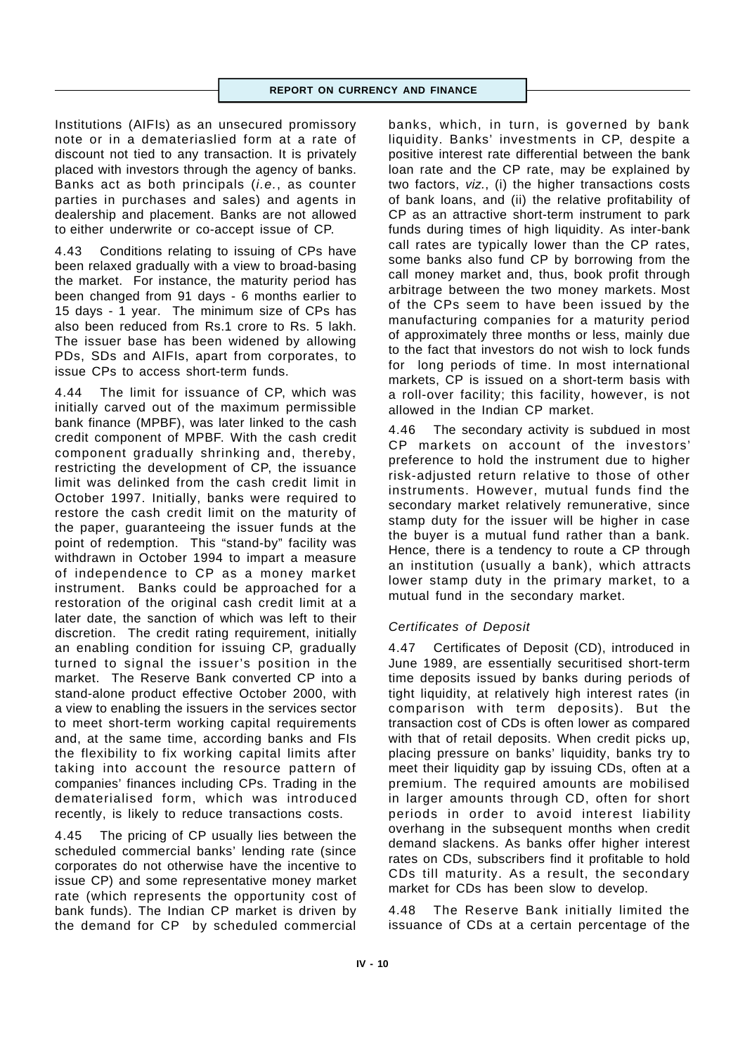Institutions (AIFIs) as an unsecured promissory note or in a demateriaslied form at a rate of discount not tied to any transaction. It is privately placed with investors through the agency of banks. Banks act as both principals (*i.e.*, as counter parties in purchases and sales) and agents in dealership and placement. Banks are not allowed to either underwrite or co-accept issue of CP.

4.43 Conditions relating to issuing of CPs have been relaxed gradually with a view to broad-basing the market. For instance, the maturity period has been changed from 91 days - 6 months earlier to 15 days - 1 year. The minimum size of CPs has also been reduced from Rs.1 crore to Rs. 5 lakh. The issuer base has been widened by allowing PDs, SDs and AIFIs, apart from corporates, to issue CPs to access short-term funds.

4.44 The limit for issuance of CP, which was initially carved out of the maximum permissible bank finance (MPBF), was later linked to the cash credit component of MPBF. With the cash credit component gradually shrinking and, thereby, restricting the development of CP, the issuance limit was delinked from the cash credit limit in October 1997. Initially, banks were required to restore the cash credit limit on the maturity of the paper, guaranteeing the issuer funds at the point of redemption. This "stand-by" facility was withdrawn in October 1994 to impart a measure of independence to CP as a money market instrument. Banks could be approached for a restoration of the original cash credit limit at a later date, the sanction of which was left to their discretion. The credit rating requirement, initially an enabling condition for issuing CP, gradually turned to signal the issuer's position in the market. The Reserve Bank converted CP into a stand-alone product effective October 2000, with a view to enabling the issuers in the services sector to meet short-term working capital requirements and, at the same time, according banks and FIs the flexibility to fix working capital limits after taking into account the resource pattern of companies' finances including CPs. Trading in the dematerialised form, which was introduced recently, is likely to reduce transactions costs.

4.45 The pricing of CP usually lies between the scheduled commercial banks' lending rate (since corporates do not otherwise have the incentive to issue CP) and some representative money market rate (which represents the opportunity cost of bank funds). The Indian CP market is driven by the demand for CP by scheduled commercial banks, which, in turn, is governed by bank liquidity. Banks' investments in CP, despite a positive interest rate differential between the bank loan rate and the CP rate, may be explained by two factors, *viz.*, (i) the higher transactions costs of bank loans, and (ii) the relative profitability of CP as an attractive short-term instrument to park funds during times of high liquidity. As inter-bank call rates are typically lower than the CP rates, some banks also fund CP by borrowing from the call money market and, thus, book profit through arbitrage between the two money markets. Most of the CPs seem to have been issued by the manufacturing companies for a maturity period of approximately three months or less, mainly due to the fact that investors do not wish to lock funds for long periods of time. In most international markets, CP is issued on a short-term basis with a roll-over facility; this facility, however, is not allowed in the Indian CP market.

4.46 The secondary activity is subdued in most CP markets on account of the investors' preference to hold the instrument due to higher risk-adjusted return relative to those of other instruments. However, mutual funds find the secondary market relatively remunerative, since stamp duty for the issuer will be higher in case the buyer is a mutual fund rather than a bank. Hence, there is a tendency to route a CP through an institution (usually a bank), which attracts lower stamp duty in the primary market, to a mutual fund in the secondary market.

### *Certificates of Deposit*

4.47 Certificates of Deposit (CD), introduced in June 1989, are essentially securitised short-term time deposits issued by banks during periods of tight liquidity, at relatively high interest rates (in comparison with term deposits). But the transaction cost of CDs is often lower as compared with that of retail deposits. When credit picks up, placing pressure on banks' liquidity, banks try to meet their liquidity gap by issuing CDs, often at a premium. The required amounts are mobilised in larger amounts through CD, often for short periods in order to avoid interest liability overhang in the subsequent months when credit demand slackens. As banks offer higher interest rates on CDs, subscribers find it profitable to hold CDs till maturity. As a result, the secondary market for CDs has been slow to develop.

4.48 The Reserve Bank initially limited the issuance of CDs at a certain percentage of the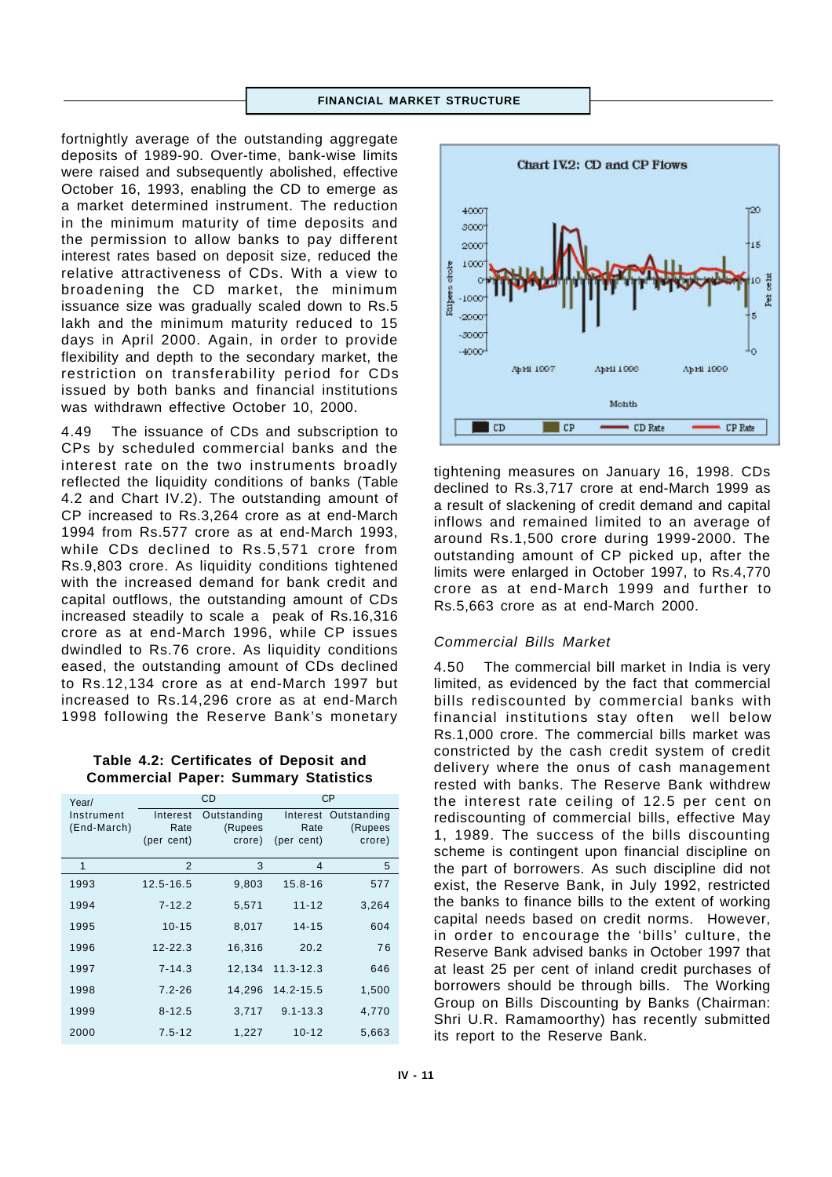fortnightly average of the outstanding aggregate deposits of 1989-90. Over-time, bank-wise limits were raised and subsequently abolished, effective October 16, 1993, enabling the CD to emerge as a market determined instrument. The reduction in the minimum maturity of time deposits and the permission to allow banks to pay different interest rates based on deposit size, reduced the relative attractiveness of CDs. With a view to broadening the CD market, the minimum issuance size was gradually scaled down to Rs.5 lakh and the minimum maturity reduced to 15 days in April 2000. Again, in order to provide flexibility and depth to the secondary market, the restriction on transferability period for CDs issued by both banks and financial institutions was withdrawn effective October 10, 2000.

4.49 The issuance of CDs and subscription to CPs by scheduled commercial banks and the interest rate on the two instruments broadly reflected the liquidity conditions of banks (Table 4.2 and Chart IV.2). The outstanding amount of CP increased to Rs.3,264 crore as at end-March 1994 from Rs.577 crore as at end-March 1993, while CDs declined to Rs.5,571 crore from Rs.9,803 crore. As liquidity conditions tightened with the increased demand for bank credit and capital outflows, the outstanding amount of CDs increased steadily to scale a peak of Rs.16,316 crore as at end-March 1996, while CP issues dwindled to Rs.76 crore. As liquidity conditions eased, the outstanding amount of CDs declined to Rs.12,134 crore as at end-March 1997 but increased to Rs.14,296 crore as at end-March 1998 following the Reserve Bank's monetary tightening measures on January 16, 1998. CDs declined to Rs.3,717 crore at end-March 1999 as a result of slackening of credit demand and capital inflows and remained limited to an average of around Rs.1,500 crore during 1999-2000. The outstanding amount of CP picked up, after the limits were enlarged in October 1997, to Rs.4,770 crore as at end-March 1999 and further to Rs.5,663 crore as at end-March 2000.

**Table 4.2: Certificates of Deposit and Commercial Paper: Summary Statistics**

| Year/ Instrument (End-March) | CD | | CP | |
|---|---|---|---|---|
| | Interest Rate (per cent) | Outstanding (Rupees crore) | Interest Rate (per cent) | Outstanding (Rupees crore) |
| 1 | 2 | 3 | 4 | 5 |
| 1993 | 12.5-16.5 | 9,803 | 15.8-16 | 577 |
| 1994 | 7-12.2 | 5,571 | 11-12 | 3,264 |
| 1995 | 10-15 | 8,017 | 14-15 | 604 |
| 1996 | 12-22.3 | 16,316 | 20.2 | 76 |
| 1997 | 7-14.3 | 12,134 | 11.3-12.3 | 646 |
| 1998 | 7.2-26 | 14,296 | 14.2-15.5 | 1,500 |
| 1999 | 8-12.5 | 3,717 | 9.1-13.3 | 4,770 |
| 2000 | 7.5-12 | 1,227 | 10-12 | 5,663 |

**Chart IV.2: CD and CP Flows**

### *Commercial Bills Market*

4.50 The commercial bill market in India is very limited, as evidenced by the fact that commercial bills rediscounted by commercial banks with financial institutions stay often well below Rs.1,000 crore. The commercial bills market was constricted by the cash credit system of credit delivery where the onus of cash management rested with banks. The Reserve Bank withdrew the interest rate ceiling of 12.5 per cent on rediscounting of commercial bills, effective May 1, 1989. The success of the bills discounting scheme is contingent upon financial discipline on the part of borrowers. As such discipline did not exist, the Reserve Bank, in July 1992, restricted the banks to finance bills to the extent of working capital needs based on credit norms. However, in order to encourage the 'bills' culture, the Reserve Bank advised banks in October 1997 that at least 25 per cent of inland credit purchases of borrowers should be through bills. The Working Group on Bills Discounting by Banks (Chairman: Shri U.R. Ramamoorthy) has recently submitted its report to the Reserve Bank.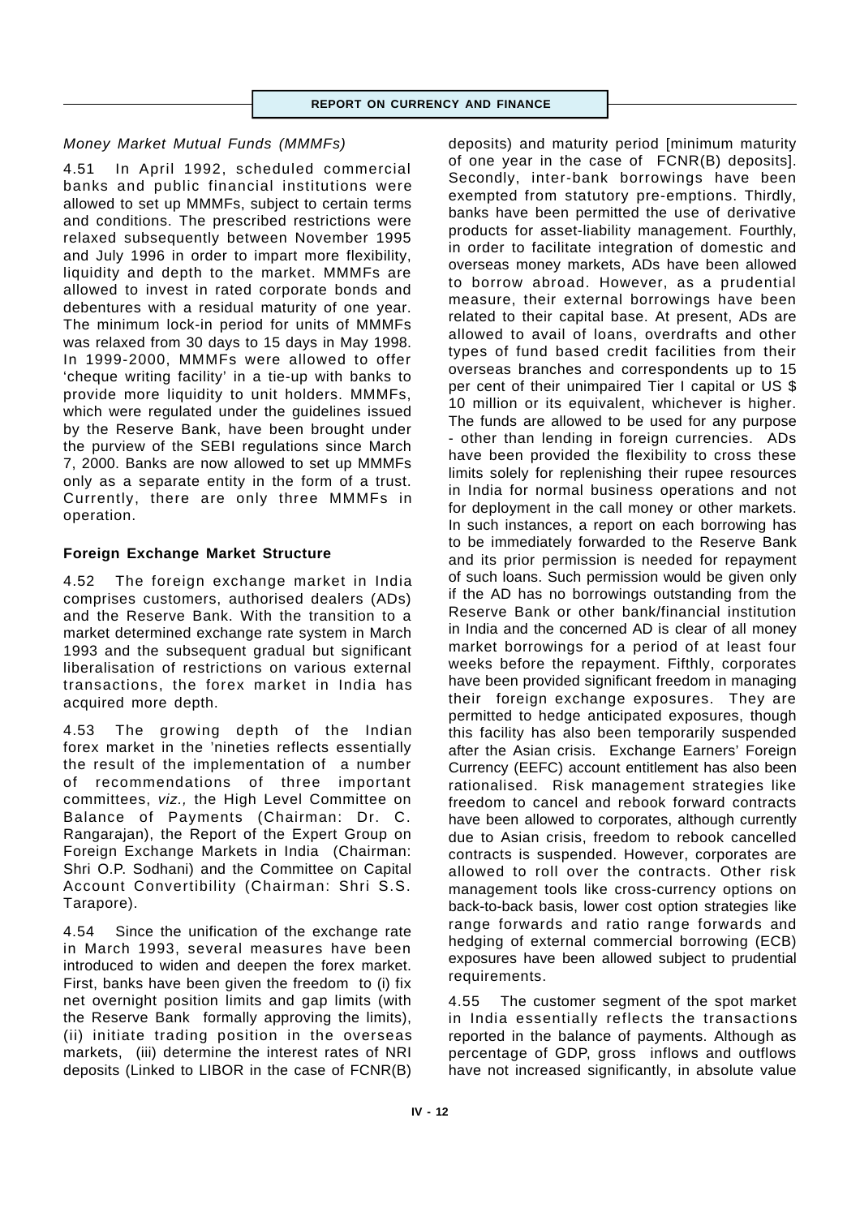*Money Market Mutual Funds (MMMFs)*

4.51 In April 1992, scheduled commercial banks and public financial institutions were allowed to set up MMMFs, subject to certain terms and conditions. The prescribed restrictions were relaxed subsequently between November 1995 and July 1996 in order to impart more flexibility, liquidity and depth to the market. MMMFs are allowed to invest in rated corporate bonds and debentures with a residual maturity of one year. The minimum lock-in period for units of MMMFs was relaxed from 30 days to 15 days in May 1998. In 1999-2000, MMMFs were allowed to offer 'cheque writing facility' in a tie-up with banks to provide more liquidity to unit holders. MMMFs, which were regulated under the guidelines issued by the Reserve Bank, have been brought under the purview of the SEBI regulations since March 7, 2000. Banks are now allowed to set up MMMFs only as a separate entity in the form of a trust. Currently, there are only three MMMFs in operation.

**Foreign Exchange Market Structure**

4.52 The foreign exchange market in India comprises customers, authorised dealers (ADs) and the Reserve Bank. With the transition to a market determined exchange rate system in March 1993 and the subsequent gradual but significant liberalisation of restrictions on various external transactions, the forex market in India has acquired more depth.

4.53 The growing depth of the Indian forex market in the 'nineties reflects essentially the result of the implementation of a number of recommendations of three important committees, *viz.,* the High Level Committee on Balance of Payments (Chairman: Dr. C. Rangarajan), the Report of the Expert Group on Foreign Exchange Markets in India (Chairman: Shri O.P. Sodhani) and the Committee on Capital Account Convertibility (Chairman: Shri S.S. Tarapore).

4.54 Since the unification of the exchange rate in March 1993, several measures have been introduced to widen and deepen the forex market. First, banks have been given the freedom to (i) fix net overnight position limits and gap limits (with the Reserve Bank formally approving the limits), (ii) initiate trading position in the overseas markets, (iii) determine the interest rates of NRI deposits (Linked to LIBOR in the case of FCNR(B) deposits) and maturity period [minimum maturity of one year in the case of FCNR(B) deposits]. Secondly, inter-bank borrowings have been exempted from statutory pre-emptions. Thirdly, banks have been permitted the use of derivative products for asset-liability management. Fourthly, in order to facilitate integration of domestic and overseas money markets, ADs have been allowed to borrow abroad. However, as a prudential measure, their external borrowings have been related to their capital base. At present, ADs are allowed to avail of loans, overdrafts and other types of fund based credit facilities from their overseas branches and correspondents up to 15 per cent of their unimpaired Tier I capital or US $ 10 million or its equivalent, whichever is higher. The funds are allowed to be used for any purpose - other than lending in foreign currencies. ADs have been provided the flexibility to cross these limits solely for replenishing their rupee resources in India for normal business operations and not for deployment in the call money or other markets. In such instances, a report on each borrowing has to be immediately forwarded to the Reserve Bank and its prior permission is needed for repayment of such loans. Such permission would be given only if the AD has no borrowings outstanding from the Reserve Bank or other bank/financial institution in India and the concerned AD is clear of all money market borrowings for a period of at least four weeks before the repayment. Fifthly, corporates have been provided significant freedom in managing their foreign exchange exposures. They are permitted to hedge anticipated exposures, though this facility has also been temporarily suspended after the Asian crisis. Exchange Earners' Foreign Currency (EEFC) account entitlement has also been rationalised. Risk management strategies like freedom to cancel and rebook forward contracts have been allowed to corporates, although currently due to Asian crisis, freedom to rebook cancelled contracts is suspended. However, corporates are allowed to roll over the contracts. Other risk management tools like cross-currency options on back-to-back basis, lower cost option strategies like range forwards and ratio range forwards and hedging of external commercial borrowing (ECB) exposures have been allowed subject to prudential requirements.

4.55 The customer segment of the spot market in India essentially reflects the transactions reported in the balance of payments. Although as percentage of GDP, gross inflows and outflows have not increased significantly, in absolute value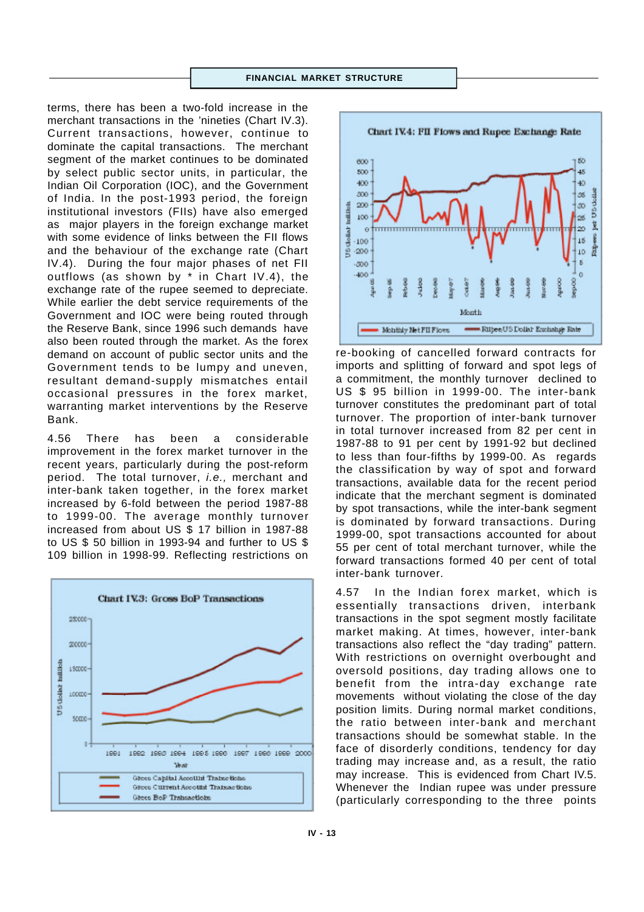terms, there has been a two-fold increase in the merchant transactions in the 'nineties (Chart IV.3). Current transactions, however, continue to dominate the capital transactions. The merchant segment of the market continues to be dominated by select public sector units, in particular, the Indian Oil Corporation (IOC), and the Government of India. In the post-1993 period, the foreign institutional investors (FIIs) have also emerged as major players in the foreign exchange market with some evidence of links between the FII flows and the behaviour of the exchange rate (Chart IV.4). During the four major phases of net FII outflows (as shown by * in Chart IV.4), the exchange rate of the rupee seemed to depreciate. While earlier the debt service requirements of the Government and IOC were being routed through the Reserve Bank, since 1996 such demands have also been routed through the market. As the forex demand on account of public sector units and the Government tends to be lumpy and uneven, resultant demand-supply mismatches entail occasional pressures in the forex market, warranting market interventions by the Reserve Bank.

4.56 There has been a considerable improvement in the forex market turnover in the recent years, particularly during the post-reform period. The total turnover, *i.e.,* merchant and inter-bank taken together, in the forex market increased by 6-fold between the period 1987-88 to 1999-00. The average monthly turnover increased from about US $ 17 billion in 1987-88 to US $ 50 billion in 1993-94 and further to US $ 109 billion in 1998-99. Reflecting restrictions on re-booking of cancelled forward contracts for imports and splitting of forward and spot legs of a commitment, the monthly turnover declined to US $ 95 billion in 1999-00. The inter-bank turnover constitutes the predominant part of total turnover. The proportion of inter-bank turnover in total turnover increased from 82 per cent in 1987-88 to 91 per cent by 1991-92 but declined to less than four-fifths by 1999-00. As regards the classification by way of spot and forward transactions, available data for the recent period indicate that the merchant segment is dominated by spot transactions, while the inter-bank segment is dominated by forward transactions. During 1999-00, spot transactions accounted for about 55 per cent of total merchant turnover, while the forward transactions formed 40 per cent of total inter-bank turnover.

4.57 In the Indian forex market, which is essentially transactions driven, interbank transactions in the spot segment mostly facilitate market making. At times, however, inter-bank transactions also reflect the "day trading" pattern. With restrictions on overnight overbought and oversold positions, day trading allows one to benefit from the intra-day exchange rate movements without violating the close of the day position limits. During normal market conditions, the ratio between inter-bank and merchant transactions should be somewhat stable. In the face of disorderly conditions, tendency for day trading may increase and, as a result, the ratio may increase. This is evidenced from Chart IV.5. Whenever the Indian rupee was under pressure (particularly corresponding to the three points

Chart IV.3: Gross BoP Transactions

Chart IV.4: FII Flows and Rupee Exchange Rate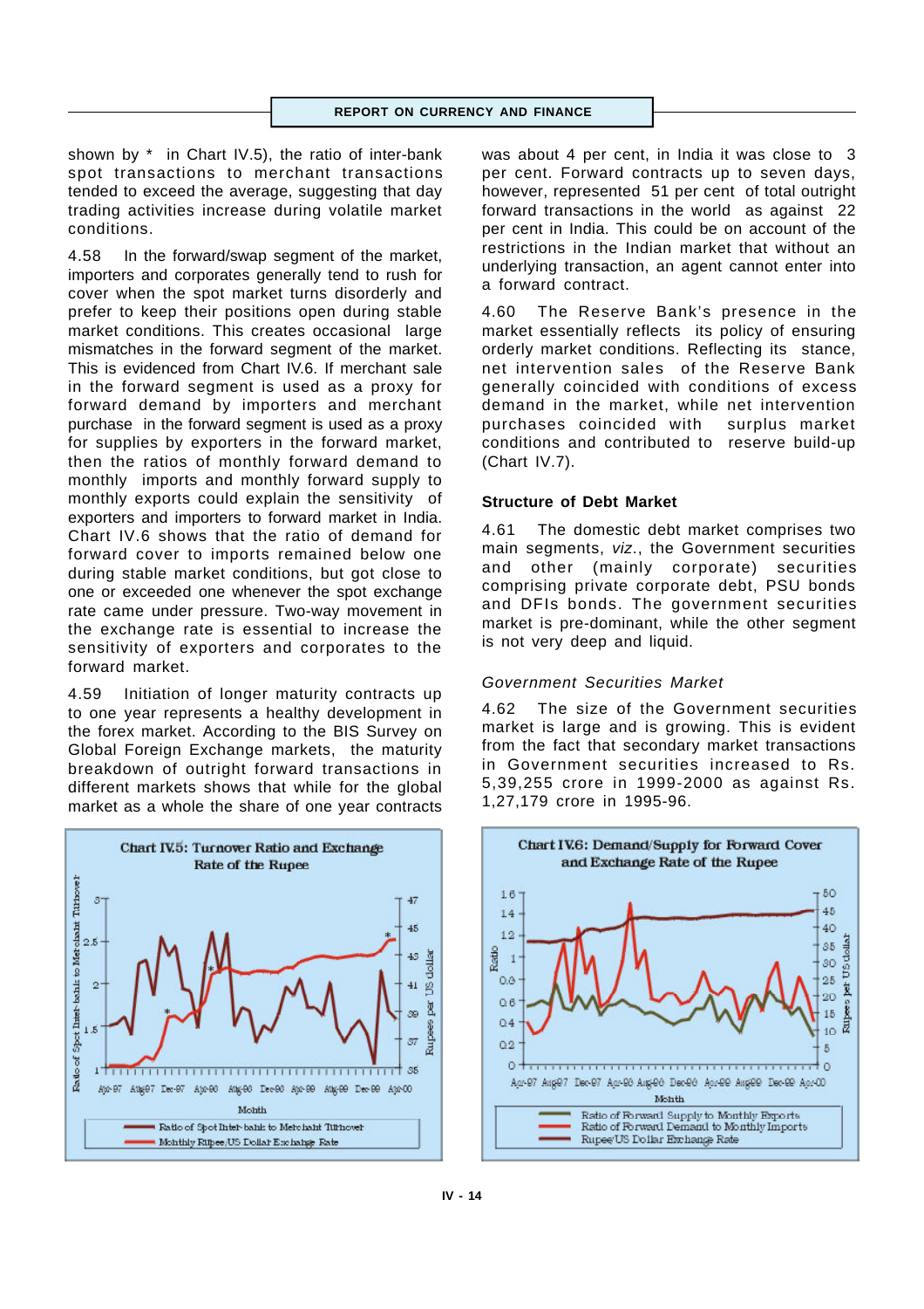shown by * in Chart IV.5), the ratio of inter-bank spot transactions to merchant transactions tended to exceed the average, suggesting that day trading activities increase during volatile market conditions.

4.58 In the forward/swap segment of the market, importers and corporates generally tend to rush for cover when the spot market turns disorderly and prefer to keep their positions open during stable market conditions. This creates occasional large mismatches in the forward segment of the market. This is evidenced from Chart IV.6. If merchant sale in the forward segment is used as a proxy for forward demand by importers and merchant purchase in the forward segment is used as a proxy for supplies by exporters in the forward market, then the ratios of monthly forward demand to monthly imports and monthly forward supply to monthly exports could explain the sensitivity of exporters and importers to forward market in India. Chart IV.6 shows that the ratio of demand for forward cover to imports remained below one during stable market conditions, but got close to one or exceeded one whenever the spot exchange rate came under pressure. Two-way movement in the exchange rate is essential to increase the sensitivity of exporters and corporates to the forward market.

4.59 Initiation of longer maturity contracts up to one year represents a healthy development in the forex market. According to the BIS Survey on Global Foreign Exchange markets, the maturity breakdown of outright forward transactions in different markets shows that while for the global market as a whole the share of one year contracts was about 4 per cent, in India it was close to 3 per cent. Forward contracts up to seven days, however, represented 51 per cent of total outright forward transactions in the world as against 22 per cent in India. This could be on account of the restrictions in the Indian market that without an underlying transaction, an agent cannot enter into a forward contract.

4.60 The Reserve Bank's presence in the market essentially reflects its policy of ensuring orderly market conditions. Reflecting its stance, net intervention sales of the Reserve Bank generally coincided with conditions of excess demand in the market, while net intervention purchases coincided with surplus market conditions and contributed to reserve build-up (Chart IV.7).

### Structure of Debt Market

4.61 The domestic debt market comprises two main segments, *viz.*, the Government securities and other (mainly corporate) securities comprising private corporate debt, PSU bonds and DFIs bonds. The government securities market is pre-dominant, while the other segment is not very deep and liquid.

#### *Government Securities Market*

4.62 The size of the Government securities market is large and is growing. This is evident from the fact that secondary market transactions in Government securities increased to Rs. 5,39,255 crore in 1999-2000 as against Rs. 1,27,179 crore in 1995-96.

Chart IV.5: Turnover Ratio and Exchange Rate of the Rupee

Chart IV.6: Demand/Supply for Forward Cover and Exchange Rate of the Rupee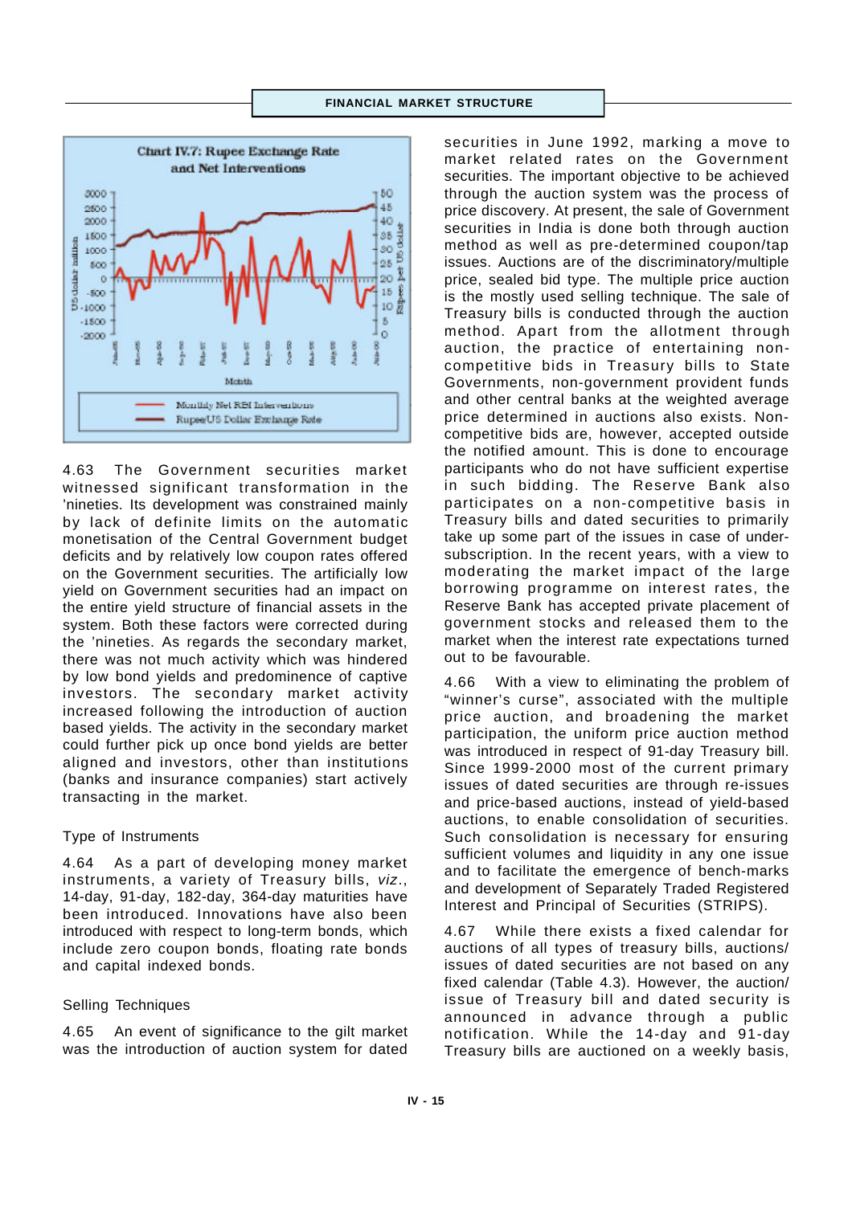Chart IV.7: Rupee Exchange Rate and Net Interventions

4.63 The Government securities market witnessed significant transformation in the 'nineties. Its development was constrained mainly by lack of definite limits on the automatic monetisation of the Central Government budget deficits and by relatively low coupon rates offered on the Government securities. The artificially low yield on Government securities had an impact on the entire yield structure of financial assets in the system. Both these factors were corrected during the 'nineties. As regards the secondary market, there was not much activity which was hindered by low bond yields and predominence of captive investors. The secondary market activity increased following the introduction of auction based yields. The activity in the secondary market could further pick up once bond yields are better aligned and investors, other than institutions (banks and insurance companies) start actively transacting in the market.

### Type of Instruments

4.64 As a part of developing money market instruments, a variety of Treasury bills, *viz*., 14-day, 91-day, 182-day, 364-day maturities have been introduced. Innovations have also been introduced with respect to long-term bonds, which include zero coupon bonds, floating rate bonds and capital indexed bonds.

### Selling Techniques

4.65 An event of significance to the gilt market was the introduction of auction system for dated securities in June 1992, marking a move to market related rates on the Government securities. The important objective to be achieved through the auction system was the process of price discovery. At present, the sale of Government securities in India is done both through auction method as well as pre-determined coupon/tap issues. Auctions are of the discriminatory/multiple price, sealed bid type. The multiple price auction is the mostly used selling technique. The sale of Treasury bills is conducted through the auction method. Apart from the allotment through auction, the practice of entertaining non-competitive bids in Treasury bills to State Governments, non-government provident funds and other central banks at the weighted average price determined in auctions also exists. Non-competitive bids are, however, accepted outside the notified amount. This is done to encourage participants who do not have sufficient expertise in such bidding. The Reserve Bank also participates on a non-competitive basis in Treasury bills and dated securities to primarily take up some part of the issues in case of under-subscription. In the recent years, with a view to moderating the market impact of the large borrowing programme on interest rates, the Reserve Bank has accepted private placement of government stocks and released them to the market when the interest rate expectations turned out to be favourable.

4.66 With a view to eliminating the problem of "winner's curse", associated with the multiple price auction, and broadening the market participation, the uniform price auction method was introduced in respect of 91-day Treasury bill. Since 1999-2000 most of the current primary issues of dated securities are through re-issues and price-based auctions, instead of yield-based auctions, to enable consolidation of securities. Such consolidation is necessary for ensuring sufficient volumes and liquidity in any one issue and to facilitate the emergence of bench-marks and development of Separately Traded Registered Interest and Principal of Securities (STRIPS).

4.67 While there exists a fixed calendar for auctions of all types of treasury bills, auctions/ issues of dated securities are not based on any fixed calendar (Table 4.3). However, the auction/ issue of Treasury bill and dated security is announced in advance through a public notification. While the 14-day and 91-day Treasury bills are auctioned on a weekly basis,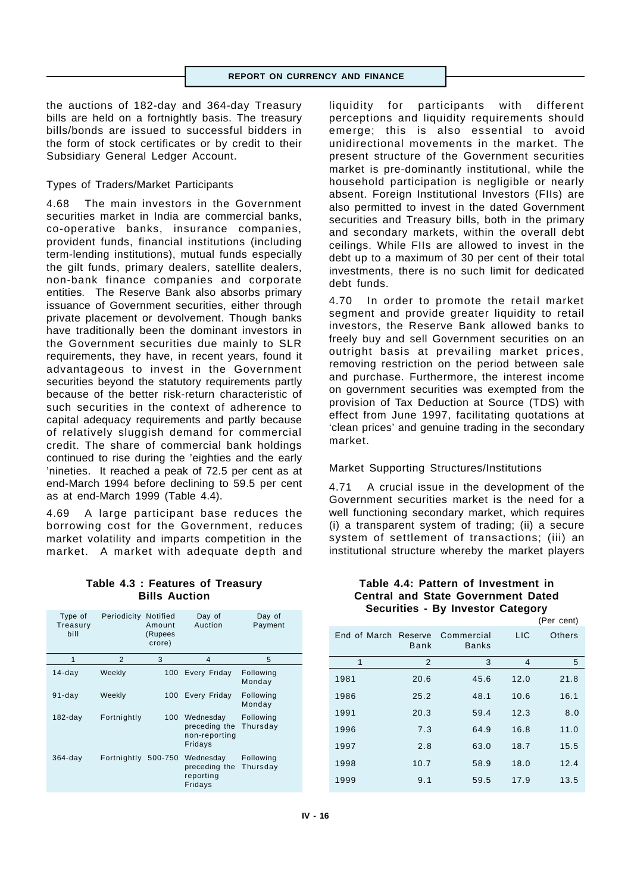the auctions of 182-day and 364-day Treasury bills are held on a fortnightly basis. The treasury bills/bonds are issued to successful bidders in the form of stock certificates or by credit to their Subsidiary General Ledger Account.

### Types of Traders/Market Participants

4.68 The main investors in the Government securities market in India are commercial banks, co-operative banks, insurance companies, provident funds, financial institutions (including term-lending institutions), mutual funds especially the gilt funds, primary dealers, satellite dealers, non-bank finance companies and corporate entities. The Reserve Bank also absorbs primary issuance of Government securities, either through private placement or devolvement. Though banks have traditionally been the dominant investors in the Government securities due mainly to SLR requirements, they have, in recent years, found it advantageous to invest in the Government securities beyond the statutory requirements partly because of the better risk-return characteristic of such securities in the context of adherence to capital adequacy requirements and partly because of relatively sluggish demand for commercial credit. The share of commercial bank holdings continued to rise during the 'eighties and the early 'nineties. It reached a peak of 72.5 per cent as at end-March 1994 before declining to 59.5 per cent as at end-March 1999 (Table 4.4).

4.69 A large participant base reduces the borrowing cost for the Government, reduces market volatility and imparts competition in the market. A market with adequate depth and liquidity for participants with different perceptions and liquidity requirements should emerge; this is also essential to avoid unidirectional movements in the market. The present structure of the Government securities market is pre-dominantly institutional, while the household participation is negligible or nearly absent. Foreign Institutional Investors (FIIs) are also permitted to invest in the dated Government securities and Treasury bills, both in the primary and secondary markets, within the overall debt ceilings. While FIIs are allowed to invest in the debt up to a maximum of 30 per cent of their total investments, there is no such limit for dedicated debt funds.

4.70 In order to promote the retail market segment and provide greater liquidity to retail investors, the Reserve Bank allowed banks to freely buy and sell Government securities on an outright basis at prevailing market prices, removing restriction on the period between sale and purchase. Furthermore, the interest income on government securities was exempted from the provision of Tax Deduction at Source (TDS) with effect from June 1997, facilitating quotations at 'clean prices' and genuine trading in the secondary market.

### Market Supporting Structures/Institutions

4.71 A crucial issue in the development of the Government securities market is the need for a well functioning secondary market, which requires (i) a transparent system of trading; (ii) a secure system of settlement of transactions; (iii) an institutional structure whereby the market players

**Table 4.3 : Features of Treasury Bills Auction**

| Type of Treasury bill | Periodicity | Notified Amount (Rupees crore) | Day of Auction | Day of Payment |
|---|---|---|---|---|
| 1 | 2 | 3 | 4 | 5 |
| 14-day | Weekly | 100 | Every Friday | Following Monday |
| 91-day | Weekly | 100 | Every Friday | Following Monday |
| 182-day | Fortnightly | 100 | Wednesday preceding the non-reporting Fridays | Following Thursday |
| 364-day | Fortnightly | 500-750 | Wednesday preceding the reporting Fridays | Following Thursday |

**Table 4.4: Pattern of Investment in Central and State Government Dated Securities - By Investor Category**

(Per cent)

| End of March | Reserve Bank | Commercial Banks | LIC | Others |
|---|---|---|---|---|
| 1 | 2 | 3 | 4 | 5 |
| 1981 | 20.6 | 45.6 | 12.0 | 21.8 |
| 1986 | 25.2 | 48.1 | 10.6 | 16.1 |
| 1991 | 20.3 | 59.4 | 12.3 | 8.0 |
| 1996 | 7.3 | 64.9 | 16.8 | 11.0 |
| 1997 | 2.8 | 63.0 | 18.7 | 15.5 |
| 1998 | 10.7 | 58.9 | 18.0 | 12.4 |
| 1999 | 9.1 | 59.5 | 17.9 | 13.5 |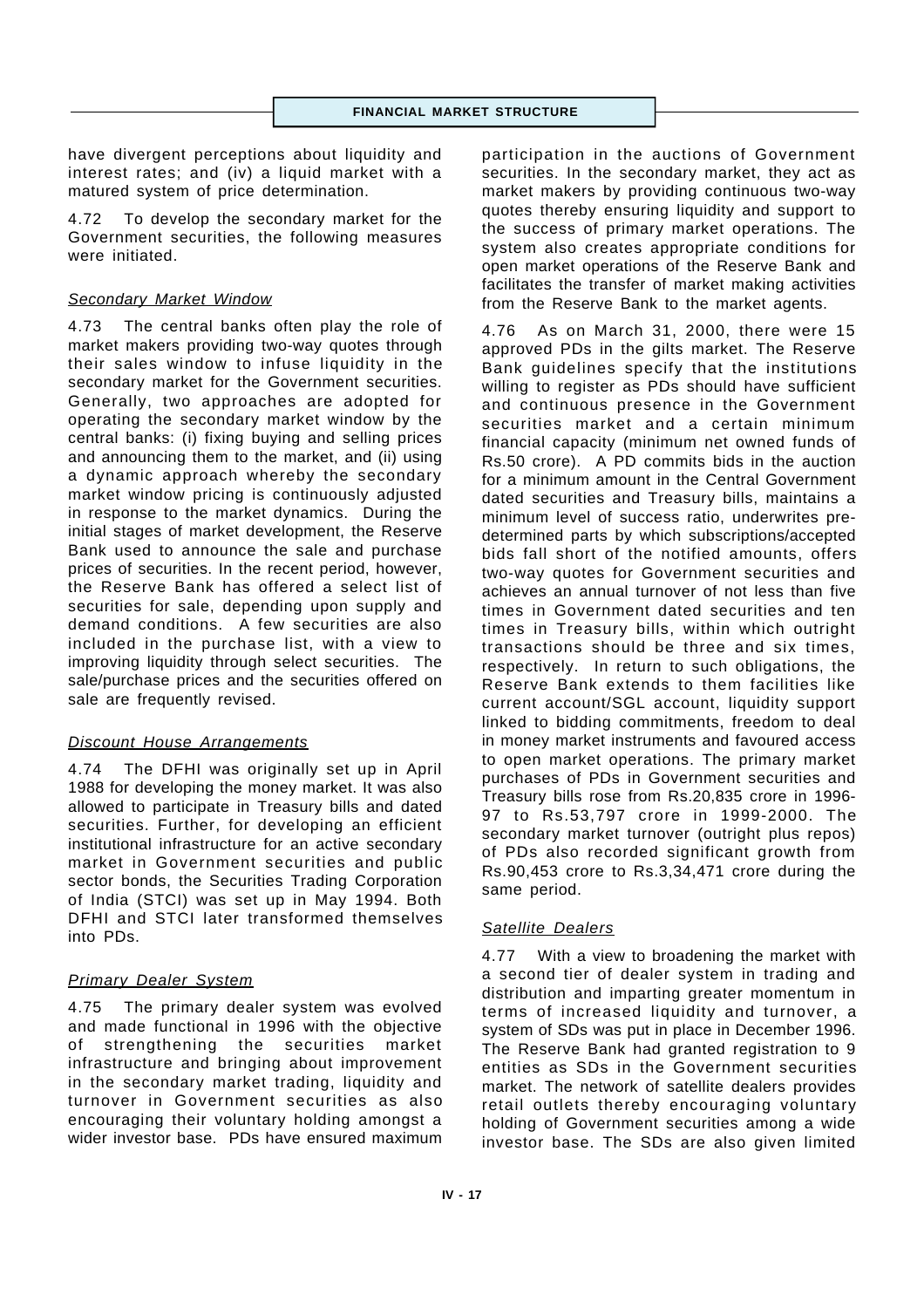have divergent perceptions about liquidity and interest rates; and (iv) a liquid market with a matured system of price determination.

4.72 To develop the secondary market for the Government securities, the following measures were initiated.

### *Secondary Market Window*

4.73 The central banks often play the role of market makers providing two-way quotes through their sales window to infuse liquidity in the secondary market for the Government securities. Generally, two approaches are adopted for operating the secondary market window by the central banks: (i) fixing buying and selling prices and announcing them to the market, and (ii) using a dynamic approach whereby the secondary market window pricing is continuously adjusted in response to the market dynamics. During the initial stages of market development, the Reserve Bank used to announce the sale and purchase prices of securities. In the recent period, however, the Reserve Bank has offered a select list of securities for sale, depending upon supply and demand conditions. A few securities are also included in the purchase list, with a view to improving liquidity through select securities. The sale/purchase prices and the securities offered on sale are frequently revised.

### *Discount House Arrangements*

4.74 The DFHI was originally set up in April 1988 for developing the money market. It was also allowed to participate in Treasury bills and dated securities. Further, for developing an efficient institutional infrastructure for an active secondary market in Government securities and public sector bonds, the Securities Trading Corporation of India (STCI) was set up in May 1994. Both DFHI and STCI later transformed themselves into PDs.

### *Primary Dealer System*

4.75 The primary dealer system was evolved and made functional in 1996 with the objective of strengthening the securities market infrastructure and bringing about improvement in the secondary market trading, liquidity and turnover in Government securities as also encouraging their voluntary holding amongst a wider investor base. PDs have ensured maximum participation in the auctions of Government securities. In the secondary market, they act as market makers by providing continuous two-way quotes thereby ensuring liquidity and support to the success of primary market operations. The system also creates appropriate conditions for open market operations of the Reserve Bank and facilitates the transfer of market making activities from the Reserve Bank to the market agents.

4.76 As on March 31, 2000, there were 15 approved PDs in the gilts market. The Reserve Bank guidelines specify that the institutions willing to register as PDs should have sufficient and continuous presence in the Government securities market and a certain minimum financial capacity (minimum net owned funds of Rs.50 crore). A PD commits bids in the auction for a minimum amount in the Central Government dated securities and Treasury bills, maintains a minimum level of success ratio, underwrites pre-determined parts by which subscriptions/accepted bids fall short of the notified amounts, offers two-way quotes for Government securities and achieves an annual turnover of not less than five times in Government dated securities and ten times in Treasury bills, within which outright transactions should be three and six times, respectively. In return to such obligations, the Reserve Bank extends to them facilities like current account/SGL account, liquidity support linked to bidding commitments, freedom to deal in money market instruments and favoured access to open market operations. The primary market purchases of PDs in Government securities and Treasury bills rose from Rs.20,835 crore in 1996-97 to Rs.53,797 crore in 1999-2000. The secondary market turnover (outright plus repos) of PDs also recorded significant growth from Rs.90,453 crore to Rs.3,34,471 crore during the same period.

### *Satellite Dealers*

4.77 With a view to broadening the market with a second tier of dealer system in trading and distribution and imparting greater momentum in terms of increased liquidity and turnover, a system of SDs was put in place in December 1996. The Reserve Bank had granted registration to 9 entities as SDs in the Government securities market. The network of satellite dealers provides retail outlets thereby encouraging voluntary holding of Government securities among a wide investor base. The SDs are also given limited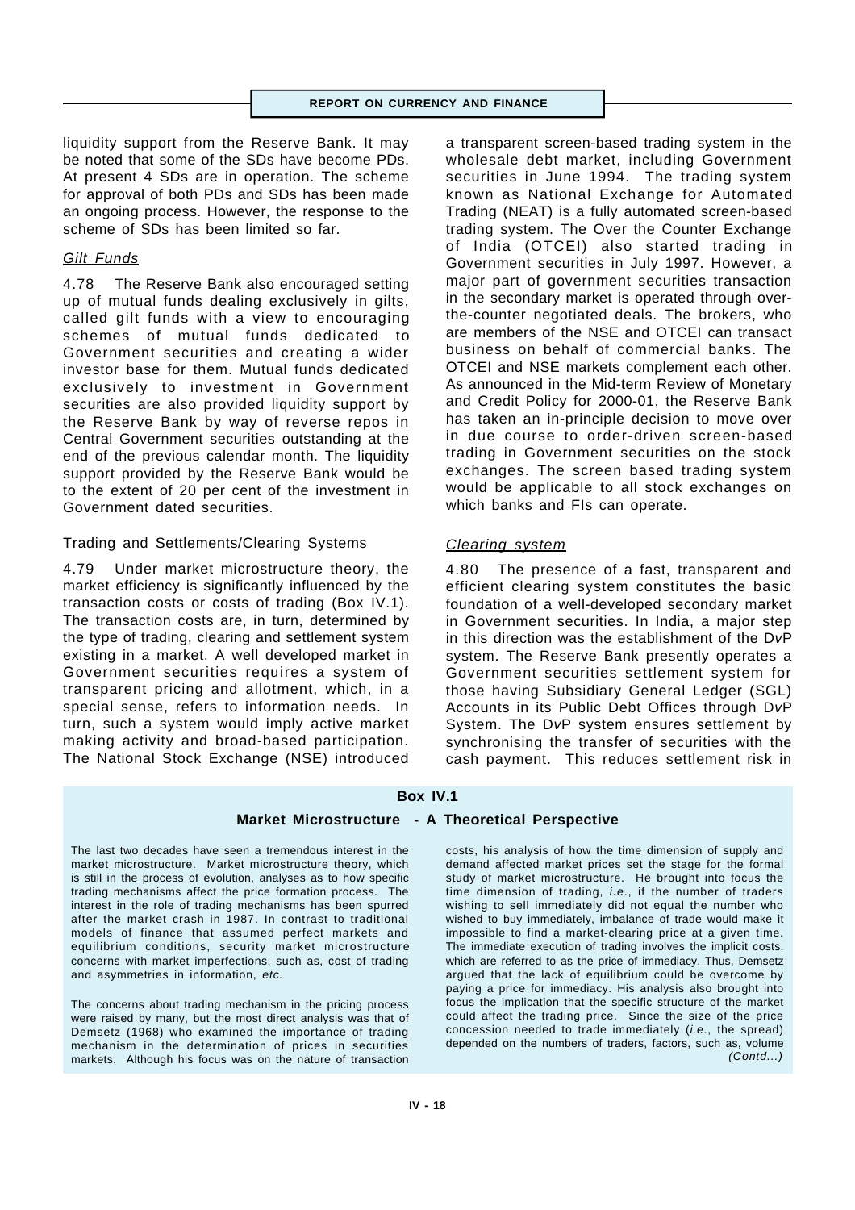liquidity support from the Reserve Bank. It may be noted that some of the SDs have become PDs. At present 4 SDs are in operation. The scheme for approval of both PDs and SDs has been made an ongoing process. However, the response to the scheme of SDs has been limited so far.

*Gilt Funds*

4.78 The Reserve Bank also encouraged setting up of mutual funds dealing exclusively in gilts, called gilt funds with a view to encouraging schemes of mutual funds dedicated to Government securities and creating a wider investor base for them. Mutual funds dedicated exclusively to investment in Government securities are also provided liquidity support by the Reserve Bank by way of reverse repos in Central Government securities outstanding at the end of the previous calendar month. The liquidity support provided by the Reserve Bank would be to the extent of 20 per cent of the investment in Government dated securities.

Trading and Settlements/Clearing Systems

4.79 Under market microstructure theory, the market efficiency is significantly influenced by the transaction costs or costs of trading (Box IV.1). The transaction costs are, in turn, determined by the type of trading, clearing and settlement system existing in a market. A well developed market in Government securities requires a system of transparent pricing and allotment, which, in a special sense, refers to information needs. In turn, such a system would imply active market making activity and broad-based participation. The National Stock Exchange (NSE) introduced a transparent screen-based trading system in the wholesale debt market, including Government securities in June 1994. The trading system known as National Exchange for Automated Trading (NEAT) is a fully automated screen-based trading system. The Over the Counter Exchange of India (OTCEI) also started trading in Government securities in July 1997. However, a major part of government securities transaction in the secondary market is operated through over-the-counter negotiated deals. The brokers, who are members of the NSE and OTCEI can transact business on behalf of commercial banks. The OTCEI and NSE markets complement each other. As announced in the Mid-term Review of Monetary and Credit Policy for 2000-01, the Reserve Bank has taken an in-principle decision to move over in due course to order-driven screen-based trading in Government securities on the stock exchanges. The screen based trading system would be applicable to all stock exchanges on which banks and FIs can operate.

*Clearing system*

4.80 The presence of a fast, transparent and efficient clearing system constitutes the basic foundation of a well-developed secondary market in Government securities. In India, a major step in this direction was the establishment of the DvP system. The Reserve Bank presently operates a Government securities settlement system for those having Subsidiary General Ledger (SGL) Accounts in its Public Debt Offices through DvP System. The DvP system ensures settlement by synchronising the transfer of securities with the cash payment. This reduces settlement risk in

**Box IV.1**

**Market Microstructure - A Theoretical Perspective**

The last two decades have seen a tremendous interest in the market microstructure. Market microstructure theory, which is still in the process of evolution, analyses as to how specific trading mechanisms affect the price formation process. The interest in the role of trading mechanisms has been spurred after the market crash in 1987. In contrast to traditional models of finance that assumed perfect markets and equilibrium conditions, security market microstructure concerns with market imperfections, such as, cost of trading and asymmetries in information, *etc.*

The concerns about trading mechanism in the pricing process were raised by many, but the most direct analysis was that of Demsetz (1968) who examined the importance of trading mechanism in the determination of prices in securities markets. Although his focus was on the nature of transaction costs, his analysis of how the time dimension of supply and demand affected market prices set the stage for the formal study of market microstructure. He brought into focus the time dimension of trading, *i.e.*, if the number of traders wishing to sell immediately did not equal the number who wished to buy immediately, imbalance of trade would make it impossible to find a market-clearing price at a given time. The immediate execution of trading involves the implicit costs, which are referred to as the price of immediacy. Thus, Demsetz argued that the lack of equilibrium could be overcome by paying a price for immediacy. His analysis also brought into focus the implication that the specific structure of the market could affect the trading price. Since the size of the price concession needed to trade immediately (*i.e.*, the spread) depended on the numbers of traders, factors, such as, volume

*(Contd...)*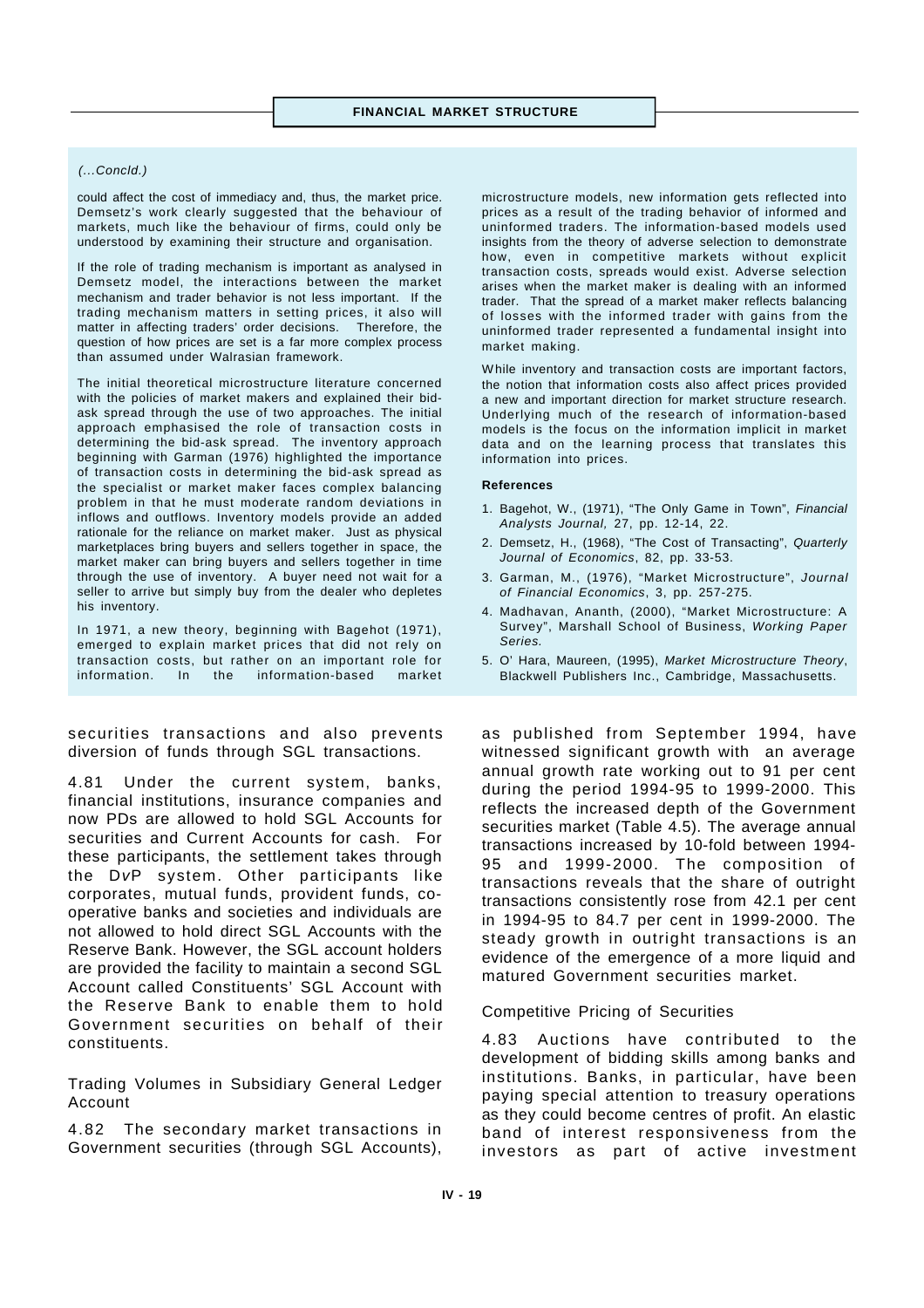*(...Concld.)*

could affect the cost of immediacy and, thus, the market price. Demsetz's work clearly suggested that the behaviour of markets, much like the behaviour of firms, could only be understood by examining their structure and organisation.

If the role of trading mechanism is important as analysed in Demsetz model, the interactions between the market mechanism and trader behavior is not less important. If the trading mechanism matters in setting prices, it also will matter in affecting traders' order decisions. Therefore, the question of how prices are set is a far more complex process than assumed under Walrasian framework.

The initial theoretical microstructure literature concerned with the policies of market makers and explained their bid-ask spread through the use of two approaches. The initial approach emphasised the role of transaction costs in determining the bid-ask spread. The inventory approach beginning with Garman (1976) highlighted the importance of transaction costs in determining the bid-ask spread as the specialist or market maker faces complex balancing problem in that he must moderate random deviations in inflows and outflows. Inventory models provide an added rationale for the reliance on market maker. Just as physical marketplaces bring buyers and sellers together in space, the market maker can bring buyers and sellers together in time through the use of inventory. A buyer need not wait for a seller to arrive but simply buy from the dealer who depletes his inventory.

In 1971, a new theory, beginning with Bagehot (1971), emerged to explain market prices that did not rely on transaction costs, but rather on an important role for information. In the information-based market microstructure models, new information gets reflected into prices as a result of the trading behavior of informed and uninformed traders. The information-based models used insights from the theory of adverse selection to demonstrate how, even in competitive markets without explicit transaction costs, spreads would exist. Adverse selection arises when the market maker is dealing with an informed trader. That the spread of a market maker reflects balancing of losses with the informed trader with gains from the uninformed trader represented a fundamental insight into market making.

While inventory and transaction costs are important factors, the notion that information costs also affect prices provided a new and important direction for market structure research. Underlying much of the research of information-based models is the focus on the information implicit in market data and on the learning process that translates this information into prices.

**References**

1. Bagehot, W., (1971), "The Only Game in Town", *Financial Analysts Journal,* 27, pp. 12-14, 22.
2. Demsetz, H., (1968), "The Cost of Transacting", *Quarterly Journal of Economics*, 82, pp. 33-53.
3. Garman, M., (1976), "Market Microstructure", *Journal of Financial Economics*, 3, pp. 257-275.
4. Madhavan, Ananth, (2000), "Market Microstructure: A Survey", Marshall School of Business, *Working Paper Series.*
5. O' Hara, Maureen, (1995), *Market Microstructure Theory*, Blackwell Publishers Inc., Cambridge, Massachusetts.

securities transactions and also prevents diversion of funds through SGL transactions.

4.81 Under the current system, banks, financial institutions, insurance companies and now PDs are allowed to hold SGL Accounts for securities and Current Accounts for cash. For these participants, the settlement takes through the D*v*P system. Other participants like corporates, mutual funds, provident funds, co-operative banks and societies and individuals are not allowed to hold direct SGL Accounts with the Reserve Bank. However, the SGL account holders are provided the facility to maintain a second SGL Account called Constituents' SGL Account with the Reserve Bank to enable them to hold Government securities on behalf of their constituents.

### Trading Volumes in Subsidiary General Ledger Account

4.82 The secondary market transactions in Government securities (through SGL Accounts), as published from September 1994, have witnessed significant growth with an average annual growth rate working out to 91 per cent during the period 1994-95 to 1999-2000. This reflects the increased depth of the Government securities market (Table 4.5). The average annual transactions increased by 10-fold between 1994-95 and 1999-2000. The composition of transactions reveals that the share of outright transactions consistently rose from 42.1 per cent in 1994-95 to 84.7 per cent in 1999-2000. The steady growth in outright transactions is an evidence of the emergence of a more liquid and matured Government securities market.

### Competitive Pricing of Securities

4.83 Auctions have contributed to the development of bidding skills among banks and institutions. Banks, in particular, have been paying special attention to treasury operations as they could become centres of profit. An elastic band of interest responsiveness from the investors as part of active investment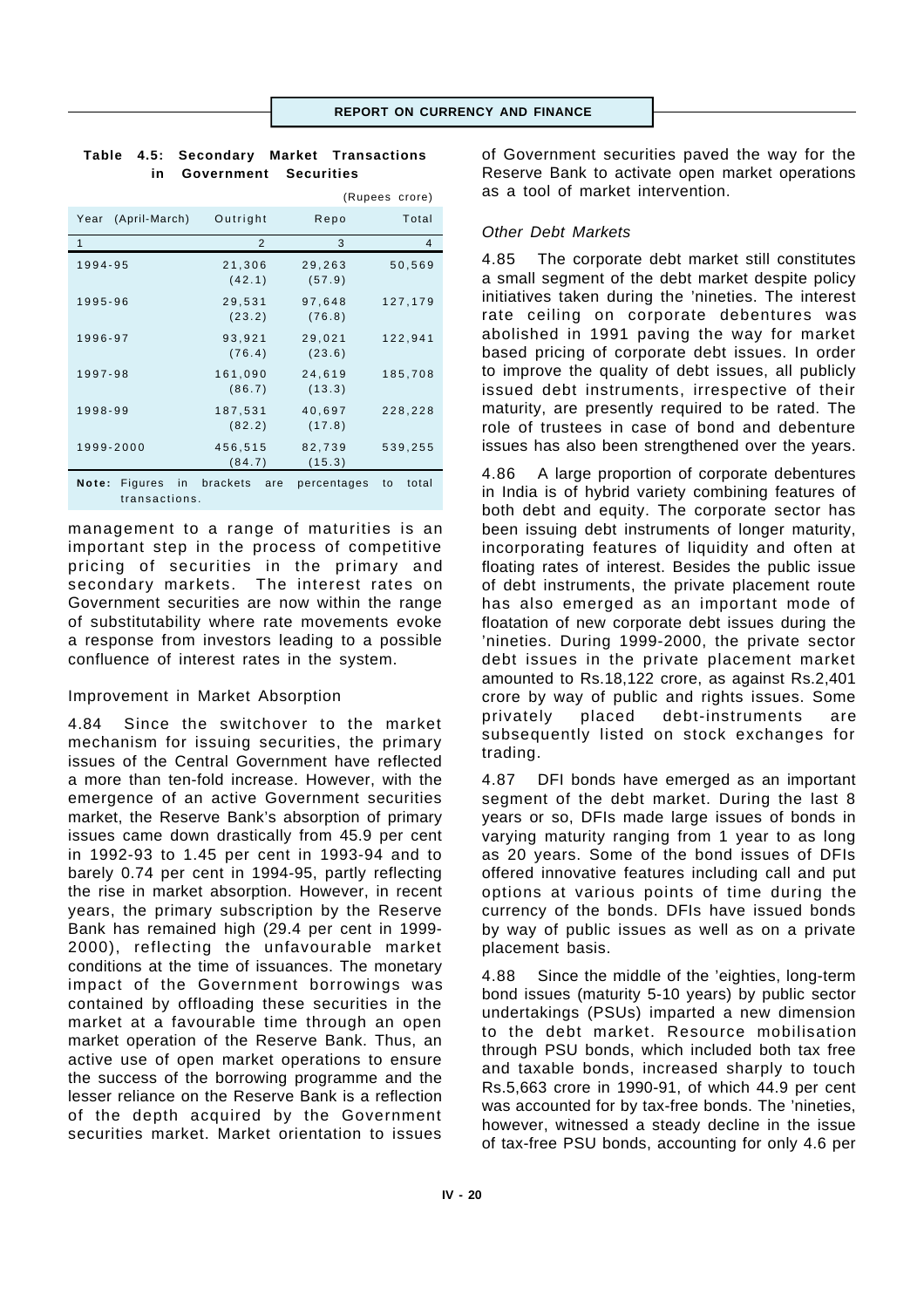**Table 4.5: Secondary Market Transactions in Government Securities**

(Rupees crore)

| Year (April-March) | Outright | Repo | Total |
|---|---|---|---|
| 1 | 2 | 3 | 4 |
| 1994-95 | 21,306 (42.1) | 29,263 (57.9) | 50,569 |
| 1995-96 | 29,531 (23.2) | 97,648 (76.8) | 127,179 |
| 1996-97 | 93,921 (76.4) | 29,021 (23.6) | 122,941 |
| 1997-98 | 161,090 (86.7) | 24,619 (13.3) | 185,708 |
| 1998-99 | 187,531 (82.2) | 40,697 (17.8) | 228,228 |
| 1999-2000 | 456,515 (84.7) | 82,739 (15.3) | 539,255 |

**Note:** Figures in brackets are percentages to total transactions.

management to a range of maturities is an important step in the process of competitive pricing of securities in the primary and secondary markets. The interest rates on Government securities are now within the range of substitutability where rate movements evoke a response from investors leading to a possible confluence of interest rates in the system.

Improvement in Market Absorption

4.84 Since the switchover to the market mechanism for issuing securities, the primary issues of the Central Government have reflected a more than ten-fold increase. However, with the emergence of an active Government securities market, the Reserve Bank's absorption of primary issues came down drastically from 45.9 per cent in 1992-93 to 1.45 per cent in 1993-94 and to barely 0.74 per cent in 1994-95, partly reflecting the rise in market absorption. However, in recent years, the primary subscription by the Reserve Bank has remained high (29.4 per cent in 1999-2000), reflecting the unfavourable market conditions at the time of issuances. The monetary impact of the Government borrowings was contained by offloading these securities in the market at a favourable time through an open market operation of the Reserve Bank. Thus, an active use of open market operations to ensure the success of the borrowing programme and the lesser reliance on the Reserve Bank is a reflection of the depth acquired by the Government securities market. Market orientation to issues of Government securities paved the way for the Reserve Bank to activate open market operations as a tool of market intervention.

*Other Debt Markets*

4.85 The corporate debt market still constitutes a small segment of the debt market despite policy initiatives taken during the 'nineties. The interest rate ceiling on corporate debentures was abolished in 1991 paving the way for market based pricing of corporate debt issues. In order to improve the quality of debt issues, all publicly issued debt instruments, irrespective of their maturity, are presently required to be rated. The role of trustees in case of bond and debenture issues has also been strengthened over the years.

4.86 A large proportion of corporate debentures in India is of hybrid variety combining features of both debt and equity. The corporate sector has been issuing debt instruments of longer maturity, incorporating features of liquidity and often at floating rates of interest. Besides the public issue of debt instruments, the private placement route has also emerged as an important mode of floatation of new corporate debt issues during the 'nineties. During 1999-2000, the private sector debt issues in the private placement market amounted to Rs.18,122 crore, as against Rs.2,401 crore by way of public and rights issues. Some privately placed debt-instruments are subsequently listed on stock exchanges for trading.

4.87 DFI bonds have emerged as an important segment of the debt market. During the last 8 years or so, DFIs made large issues of bonds in varying maturity ranging from 1 year to as long as 20 years. Some of the bond issues of DFIs offered innovative features including call and put options at various points of time during the currency of the bonds. DFIs have issued bonds by way of public issues as well as on a private placement basis.

4.88 Since the middle of the 'eighties, long-term bond issues (maturity 5-10 years) by public sector undertakings (PSUs) imparted a new dimension to the debt market. Resource mobilisation through PSU bonds, which included both tax free and taxable bonds, increased sharply to touch Rs.5,663 crore in 1990-91, of which 44.9 per cent was accounted for by tax-free bonds. The 'nineties, however, witnessed a steady decline in the issue of tax-free PSU bonds, accounting for only 4.6 per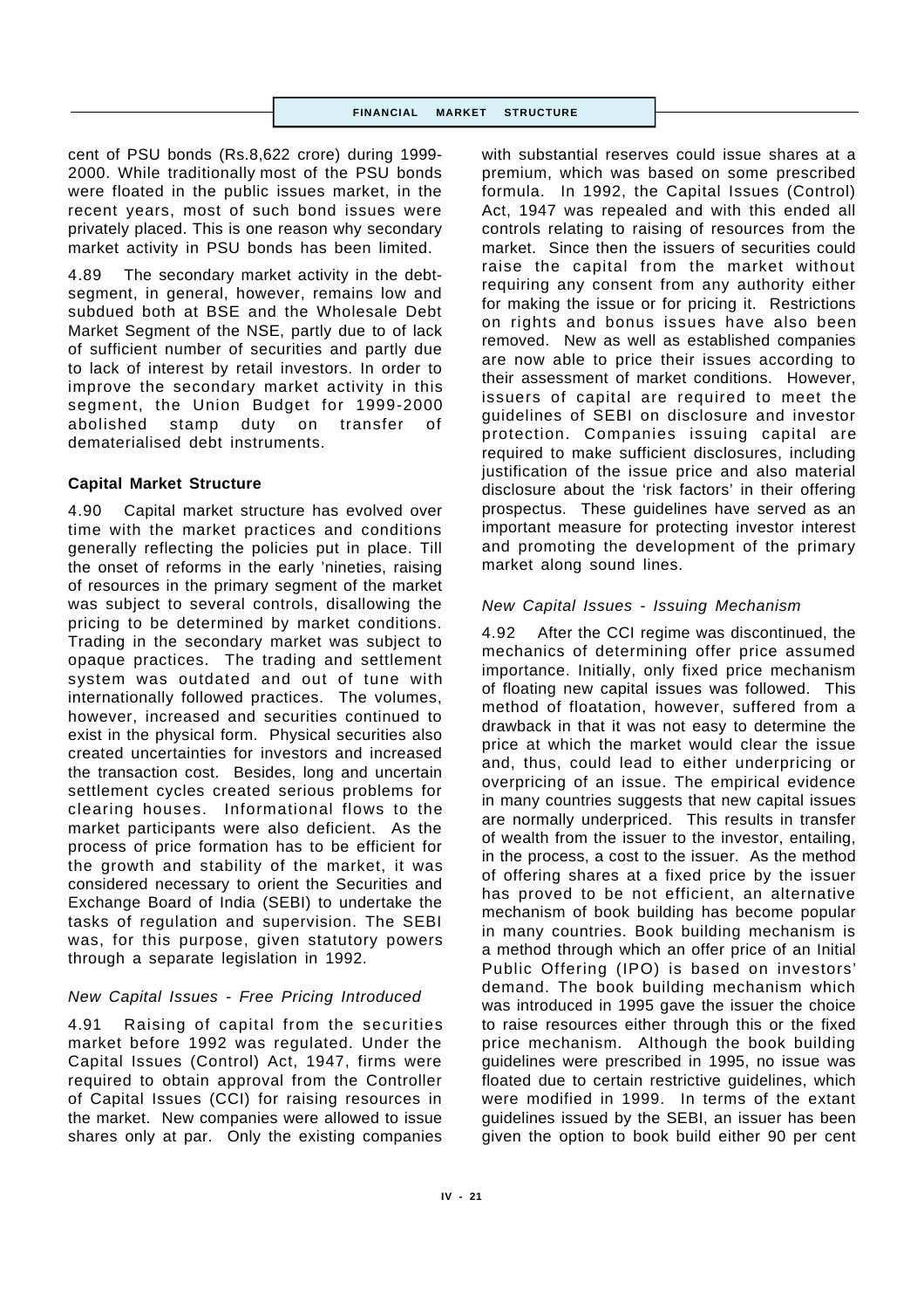cent of PSU bonds (Rs.8,622 crore) during 1999-2000. While traditionally most of the PSU bonds were floated in the public issues market, in the recent years, most of such bond issues were privately placed. This is one reason why secondary market activity in PSU bonds has been limited.

4.89 The secondary market activity in the debt-segment, in general, however, remains low and subdued both at BSE and the Wholesale Debt Market Segment of the NSE, partly due to of lack of sufficient number of securities and partly due to lack of interest by retail investors. In order to improve the secondary market activity in this segment, the Union Budget for 1999-2000 abolished stamp duty on transfer of dematerialised debt instruments.

**Capital Market Structure**

4.90 Capital market structure has evolved over time with the market practices and conditions generally reflecting the policies put in place. Till the onset of reforms in the early 'nineties, raising of resources in the primary segment of the market was subject to several controls, disallowing the pricing to be determined by market conditions. Trading in the secondary market was subject to opaque practices. The trading and settlement system was outdated and out of tune with internationally followed practices. The volumes, however, increased and securities continued to exist in the physical form. Physical securities also created uncertainties for investors and increased the transaction cost. Besides, long and uncertain settlement cycles created serious problems for clearing houses. Informational flows to the market participants were also deficient. As the process of price formation has to be efficient for the growth and stability of the market, it was considered necessary to orient the Securities and Exchange Board of India (SEBI) to undertake the tasks of regulation and supervision. The SEBI was, for this purpose, given statutory powers through a separate legislation in 1992.

*New Capital Issues - Free Pricing Introduced*

4.91 Raising of capital from the securities market before 1992 was regulated. Under the Capital Issues (Control) Act, 1947, firms were required to obtain approval from the Controller of Capital Issues (CCI) for raising resources in the market. New companies were allowed to issue shares only at par. Only the existing companies with substantial reserves could issue shares at a premium, which was based on some prescribed formula. In 1992, the Capital Issues (Control) Act, 1947 was repealed and with this ended all controls relating to raising of resources from the market. Since then the issuers of securities could raise the capital from the market without requiring any consent from any authority either for making the issue or for pricing it. Restrictions on rights and bonus issues have also been removed. New as well as established companies are now able to price their issues according to their assessment of market conditions. However, issuers of capital are required to meet the guidelines of SEBI on disclosure and investor protection. Companies issuing capital are required to make sufficient disclosures, including justification of the issue price and also material disclosure about the 'risk factors' in their offering prospectus. These guidelines have served as an important measure for protecting investor interest and promoting the development of the primary market along sound lines.

*New Capital Issues - Issuing Mechanism*

4.92 After the CCI regime was discontinued, the mechanics of determining offer price assumed importance. Initially, only fixed price mechanism of floating new capital issues was followed. This method of floatation, however, suffered from a drawback in that it was not easy to determine the price at which the market would clear the issue and, thus, could lead to either underpricing or overpricing of an issue. The empirical evidence in many countries suggests that new capital issues are normally underpriced. This results in transfer of wealth from the issuer to the investor, entailing, in the process, a cost to the issuer. As the method of offering shares at a fixed price by the issuer has proved to be not efficient, an alternative mechanism of book building has become popular in many countries. Book building mechanism is a method through which an offer price of an Initial Public Offering (IPO) is based on investors' demand. The book building mechanism which was introduced in 1995 gave the issuer the choice to raise resources either through this or the fixed price mechanism. Although the book building guidelines were prescribed in 1995, no issue was floated due to certain restrictive guidelines, which were modified in 1999. In terms of the extant guidelines issued by the SEBI, an issuer has been given the option to book build either 90 per cent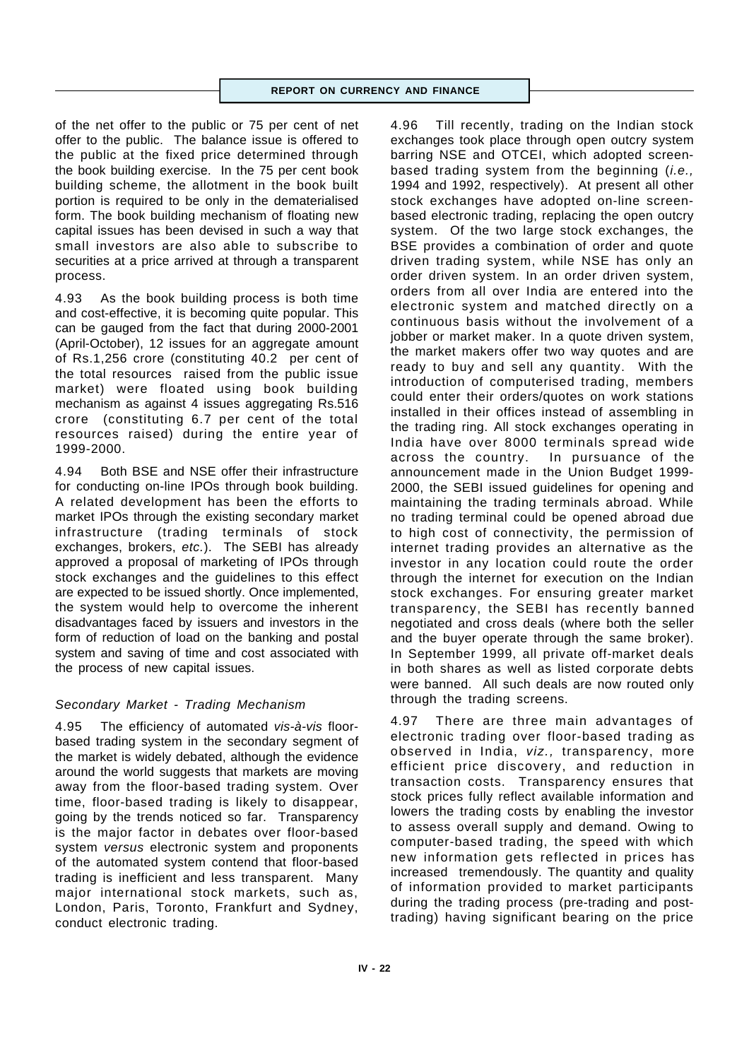of the net offer to the public or 75 per cent of net offer to the public. The balance issue is offered to the public at the fixed price determined through the book building exercise. In the 75 per cent book building scheme, the allotment in the book built portion is required to be only in the dematerialised form. The book building mechanism of floating new capital issues has been devised in such a way that small investors are also able to subscribe to securities at a price arrived at through a transparent process.

4.93 As the book building process is both time and cost-effective, it is becoming quite popular. This can be gauged from the fact that during 2000-2001 (April-October), 12 issues for an aggregate amount of Rs.1,256 crore (constituting 40.2 per cent of the total resources raised from the public issue market) were floated using book building mechanism as against 4 issues aggregating Rs.516 crore (constituting 6.7 per cent of the total resources raised) during the entire year of 1999-2000.

4.94 Both BSE and NSE offer their infrastructure for conducting on-line IPOs through book building. A related development has been the efforts to market IPOs through the existing secondary market infrastructure (trading terminals of stock exchanges, brokers, *etc.*). The SEBI has already approved a proposal of marketing of IPOs through stock exchanges and the guidelines to this effect are expected to be issued shortly. Once implemented, the system would help to overcome the inherent disadvantages faced by issuers and investors in the form of reduction of load on the banking and postal system and saving of time and cost associated with the process of new capital issues.

### *Secondary Market - Trading Mechanism*

4.95 The efficiency of automated *vis-à-vis* floor-based trading system in the secondary segment of the market is widely debated, although the evidence around the world suggests that markets are moving away from the floor-based trading system. Over time, floor-based trading is likely to disappear, going by the trends noticed so far. Transparency is the major factor in debates over floor-based system *versus* electronic system and proponents of the automated system contend that floor-based trading is inefficient and less transparent. Many major international stock markets, such as, London, Paris, Toronto, Frankfurt and Sydney, conduct electronic trading.

4.96 Till recently, trading on the Indian stock exchanges took place through open outcry system barring NSE and OTCEI, which adopted screen-based trading system from the beginning (*i.e.,* 1994 and 1992, respectively). At present all other stock exchanges have adopted on-line screen-based electronic trading, replacing the open outcry system. Of the two large stock exchanges, the BSE provides a combination of order and quote driven trading system, while NSE has only an order driven system. In an order driven system, orders from all over India are entered into the electronic system and matched directly on a continuous basis without the involvement of a jobber or market maker. In a quote driven system, the market makers offer two way quotes and are ready to buy and sell any quantity. With the introduction of computerised trading, members could enter their orders/quotes on work stations installed in their offices instead of assembling in the trading ring. All stock exchanges operating in India have over 8000 terminals spread wide across the country. In pursuance of the announcement made in the Union Budget 1999-2000, the SEBI issued guidelines for opening and maintaining the trading terminals abroad. While no trading terminal could be opened abroad due to high cost of connectivity, the permission of internet trading provides an alternative as the investor in any location could route the order through the internet for execution on the Indian stock exchanges. For ensuring greater market transparency, the SEBI has recently banned negotiated and cross deals (where both the seller and the buyer operate through the same broker). In September 1999, all private off-market deals in both shares as well as listed corporate debts were banned. All such deals are now routed only through the trading screens.

4.97 There are three main advantages of electronic trading over floor-based trading as observed in India, *viz.,* transparency, more efficient price discovery, and reduction in transaction costs. Transparency ensures that stock prices fully reflect available information and lowers the trading costs by enabling the investor to assess overall supply and demand. Owing to computer-based trading, the speed with which new information gets reflected in prices has increased tremendously. The quantity and quality of information provided to market participants during the trading process (pre-trading and post-trading) having significant bearing on the price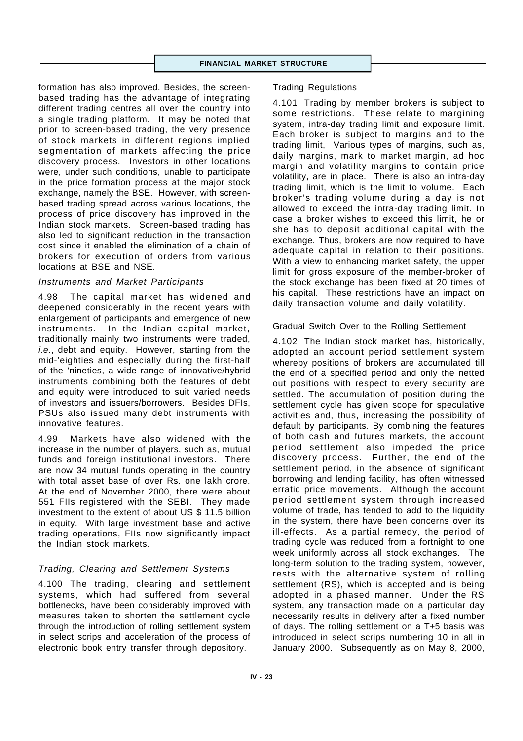formation has also improved. Besides, the screen-based trading has the advantage of integrating different trading centres all over the country into a single trading platform. It may be noted that prior to screen-based trading, the very presence of stock markets in different regions implied segmentation of markets affecting the price discovery process. Investors in other locations were, under such conditions, unable to participate in the price formation process at the major stock exchange, namely the BSE. However, with screen-based trading spread across various locations, the process of price discovery has improved in the Indian stock markets. Screen-based trading has also led to significant reduction in the transaction cost since it enabled the elimination of a chain of brokers for execution of orders from various locations at BSE and NSE.

#### *Instruments and Market Participants*

4.98 The capital market has widened and deepened considerably in the recent years with enlargement of participants and emergence of new instruments. In the Indian capital market, traditionally mainly two instruments were traded, *i.e*., debt and equity. However, starting from the mid-'eighties and especially during the first-half of the 'nineties, a wide range of innovative/hybrid instruments combining both the features of debt and equity were introduced to suit varied needs of investors and issuers/borrowers. Besides DFIs, PSUs also issued many debt instruments with innovative features.

4.99 Markets have also widened with the increase in the number of players, such as, mutual funds and foreign institutional investors. There are now 34 mutual funds operating in the country with total asset base of over Rs. one lakh crore. At the end of November 2000, there were about 551 FIIs registered with the SEBI. They made investment to the extent of about US $ 11.5 billion in equity. With large investment base and active trading operations, FIIs now significantly impact the Indian stock markets.

#### *Trading, Clearing and Settlement Systems*

4.100 The trading, clearing and settlement systems, which had suffered from several bottlenecks, have been considerably improved with measures taken to shorten the settlement cycle through the introduction of rolling settlement system in select scrips and acceleration of the process of electronic book entry transfer through depository.

#### Trading Regulations

4.101 Trading by member brokers is subject to some restrictions. These relate to margining system, intra-day trading limit and exposure limit. Each broker is subject to margins and to the trading limit, Various types of margins, such as, daily margins, mark to market margin, ad hoc margin and volatility margins to contain price volatility, are in place. There is also an intra-day trading limit, which is the limit to volume. Each broker's trading volume during a day is not allowed to exceed the intra-day trading limit. In case a broker wishes to exceed this limit, he or she has to deposit additional capital with the exchange. Thus, brokers are now required to have adequate capital in relation to their positions. With a view to enhancing market safety, the upper limit for gross exposure of the member-broker of the stock exchange has been fixed at 20 times of his capital. These restrictions have an impact on daily transaction volume and daily volatility.

#### Gradual Switch Over to the Rolling Settlement

4.102 The Indian stock market has, historically, adopted an account period settlement system whereby positions of brokers are accumulated till the end of a specified period and only the netted out positions with respect to every security are settled. The accumulation of position during the settlement cycle has given scope for speculative activities and, thus, increasing the possibility of default by participants. By combining the features of both cash and futures markets, the account period settlement also impeded the price discovery process. Further, the end of the settlement period, in the absence of significant borrowing and lending facility, has often witnessed erratic price movements. Although the account period settlement system through increased volume of trade, has tended to add to the liquidity in the system, there have been concerns over its ill-effects. As a partial remedy, the period of trading cycle was reduced from a fortnight to one week uniformly across all stock exchanges. The long-term solution to the trading system, however, rests with the alternative system of rolling settlement (RS), which is accepted and is being adopted in a phased manner. Under the RS system, any transaction made on a particular day necessarily results in delivery after a fixed number of days. The rolling settlement on a T+5 basis was introduced in select scrips numbering 10 in all in January 2000. Subsequently as on May 8, 2000,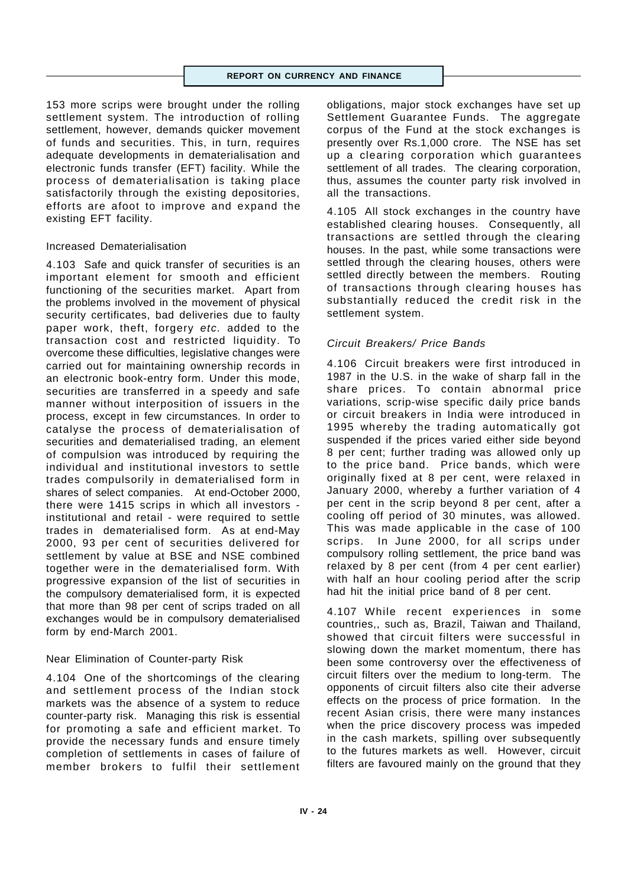153 more scrips were brought under the rolling settlement system. The introduction of rolling settlement, however, demands quicker movement of funds and securities. This, in turn, requires adequate developments in dematerialisation and electronic funds transfer (EFT) facility. While the process of dematerialisation is taking place satisfactorily through the existing depositories, efforts are afoot to improve and expand the existing EFT facility.

### Increased Dematerialisation

4.103 Safe and quick transfer of securities is an important element for smooth and efficient functioning of the securities market. Apart from the problems involved in the movement of physical security certificates, bad deliveries due to faulty paper work, theft, forgery *etc.* added to the transaction cost and restricted liquidity. To overcome these difficulties, legislative changes were carried out for maintaining ownership records in an electronic book-entry form. Under this mode, securities are transferred in a speedy and safe manner without interposition of issuers in the process, except in few circumstances. In order to catalyse the process of dematerialisation of securities and dematerialised trading, an element of compulsion was introduced by requiring the individual and institutional investors to settle trades compulsorily in dematerialised form in shares of select companies. At end-October 2000, there were 1415 scrips in which all investors - institutional and retail - were required to settle trades in dematerialised form. As at end-May 2000, 93 per cent of securities delivered for settlement by value at BSE and NSE combined together were in the dematerialised form. With progressive expansion of the list of securities in the compulsory dematerialised form, it is expected that more than 98 per cent of scrips traded on all exchanges would be in compulsory dematerialised form by end-March 2001.

### Near Elimination of Counter-party Risk

4.104 One of the shortcomings of the clearing and settlement process of the Indian stock markets was the absence of a system to reduce counter-party risk. Managing this risk is essential for promoting a safe and efficient market. To provide the necessary funds and ensure timely completion of settlements in cases of failure of member brokers to fulfil their settlement obligations, major stock exchanges have set up Settlement Guarantee Funds. The aggregate corpus of the Fund at the stock exchanges is presently over Rs.1,000 crore. The NSE has set up a clearing corporation which guarantees settlement of all trades. The clearing corporation, thus, assumes the counter party risk involved in all the transactions.

4.105 All stock exchanges in the country have established clearing houses. Consequently, all transactions are settled through the clearing houses. In the past, while some transactions were settled through the clearing houses, others were settled directly between the members. Routing of transactions through clearing houses has substantially reduced the credit risk in the settlement system.

### *Circuit Breakers/ Price Bands*

4.106 Circuit breakers were first introduced in 1987 in the U.S. in the wake of sharp fall in the share prices. To contain abnormal price variations, scrip-wise specific daily price bands or circuit breakers in India were introduced in 1995 whereby the trading automatically got suspended if the prices varied either side beyond 8 per cent; further trading was allowed only up to the price band. Price bands, which were originally fixed at 8 per cent, were relaxed in January 2000, whereby a further variation of 4 per cent in the scrip beyond 8 per cent, after a cooling off period of 30 minutes, was allowed. This was made applicable in the case of 100 scrips. In June 2000, for all scrips under compulsory rolling settlement, the price band was relaxed by 8 per cent (from 4 per cent earlier) with half an hour cooling period after the scrip had hit the initial price band of 8 per cent.

4.107 While recent experiences in some countries,, such as, Brazil, Taiwan and Thailand, showed that circuit filters were successful in slowing down the market momentum, there has been some controversy over the effectiveness of circuit filters over the medium to long-term. The opponents of circuit filters also cite their adverse effects on the process of price formation. In the recent Asian crisis, there were many instances when the price discovery process was impeded in the cash markets, spilling over subsequently to the futures markets as well. However, circuit filters are favoured mainly on the ground that they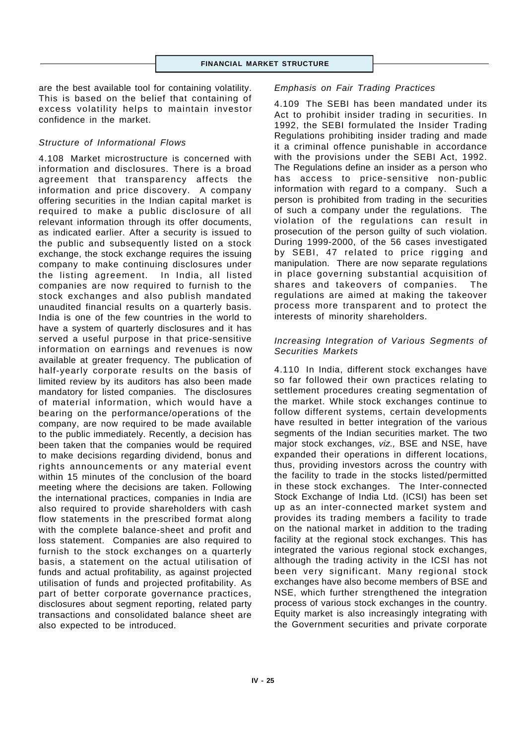are the best available tool for containing volatility. This is based on the belief that containing of excess volatility helps to maintain investor confidence in the market.

### *Structure of Informational Flows*

4.108 Market microstructure is concerned with information and disclosures. There is a broad agreement that transparency affects the information and price discovery. A company offering securities in the Indian capital market is required to make a public disclosure of all relevant information through its offer documents, as indicated earlier. After a security is issued to the public and subsequently listed on a stock exchange, the stock exchange requires the issuing company to make continuing disclosures under the listing agreement. In India, all listed companies are now required to furnish to the stock exchanges and also publish mandated unaudited financial results on a quarterly basis. India is one of the few countries in the world to have a system of quarterly disclosures and it has served a useful purpose in that price-sensitive information on earnings and revenues is now available at greater frequency. The publication of half-yearly corporate results on the basis of limited review by its auditors has also been made mandatory for listed companies. The disclosures of material information, which would have a bearing on the performance/operations of the company, are now required to be made available to the public immediately. Recently, a decision has been taken that the companies would be required to make decisions regarding dividend, bonus and rights announcements or any material event within 15 minutes of the conclusion of the board meeting where the decisions are taken. Following the international practices, companies in India are also required to provide shareholders with cash flow statements in the prescribed format along with the complete balance-sheet and profit and loss statement. Companies are also required to furnish to the stock exchanges on a quarterly basis, a statement on the actual utilisation of funds and actual profitability, as against projected utilisation of funds and projected profitability. As part of better corporate governance practices, disclosures about segment reporting, related party transactions and consolidated balance sheet are also expected to be introduced.

### *Emphasis on Fair Trading Practices*

4.109 The SEBI has been mandated under its Act to prohibit insider trading in securities. In 1992, the SEBI formulated the Insider Trading Regulations prohibiting insider trading and made it a criminal offence punishable in accordance with the provisions under the SEBI Act, 1992. The Regulations define an insider as a person who has access to price-sensitive non-public information with regard to a company. Such a person is prohibited from trading in the securities of such a company under the regulations. The violation of the regulations can result in prosecution of the person guilty of such violation. During 1999-2000, of the 56 cases investigated by SEBI, 47 related to price rigging and manipulation. There are now separate regulations in place governing substantial acquisition of shares and takeovers of companies. The regulations are aimed at making the takeover process more transparent and to protect the interests of minority shareholders.

### *Increasing Integration of Various Segments of Securities Markets*

4.110 In India, different stock exchanges have so far followed their own practices relating to settlement procedures creating segmentation of the market. While stock exchanges continue to follow different systems, certain developments have resulted in better integration of the various segments of the Indian securities market. The two major stock exchanges, *viz.,* BSE and NSE, have expanded their operations in different locations, thus, providing investors across the country with the facility to trade in the stocks listed/permitted in these stock exchanges. The Inter-connected Stock Exchange of India Ltd. (ICSI) has been set up as an inter-connected market system and provides its trading members a facility to trade on the national market in addition to the trading facility at the regional stock exchanges. This has integrated the various regional stock exchanges, although the trading activity in the ICSI has not been very significant. Many regional stock exchanges have also become members of BSE and NSE, which further strengthened the integration process of various stock exchanges in the country. Equity market is also increasingly integrating with the Government securities and private corporate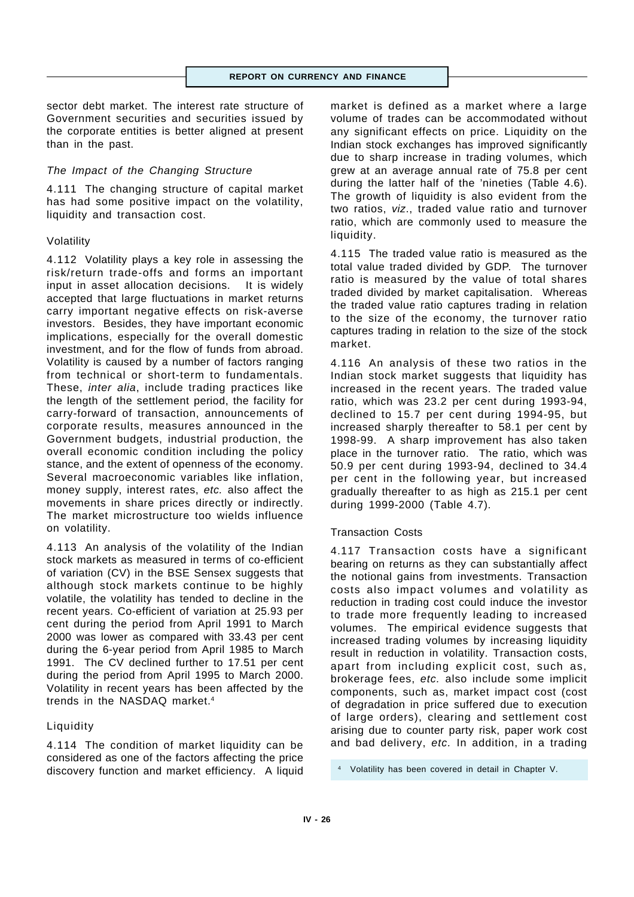sector debt market. The interest rate structure of Government securities and securities issued by the corporate entities is better aligned at present than in the past.

### *The Impact of the Changing Structure*

4.111 The changing structure of capital market has had some positive impact on the volatility, liquidity and transaction cost.

#### Volatility

4.112 Volatility plays a key role in assessing the risk/return trade-offs and forms an important input in asset allocation decisions. It is widely accepted that large fluctuations in market returns carry important negative effects on risk-averse investors. Besides, they have important economic implications, especially for the overall domestic investment, and for the flow of funds from abroad. Volatility is caused by a number of factors ranging from technical or short-term to fundamentals. These, *inter alia*, include trading practices like the length of the settlement period, the facility for carry-forward of transaction, announcements of corporate results, measures announced in the Government budgets, industrial production, the overall economic condition including the policy stance, and the extent of openness of the economy. Several macroeconomic variables like inflation, money supply, interest rates, *etc.* also affect the movements in share prices directly or indirectly. The market microstructure too wields influence on volatility.

4.113 An analysis of the volatility of the Indian stock markets as measured in terms of co-efficient of variation (CV) in the BSE Sensex suggests that although stock markets continue to be highly volatile, the volatility has tended to decline in the recent years. Co-efficient of variation at 25.93 per cent during the period from April 1991 to March 2000 was lower as compared with 33.43 per cent during the 6-year period from April 1985 to March 1991. The CV declined further to 17.51 per cent during the period from April 1995 to March 2000. Volatility in recent years has been affected by the trends in the NASDAQ market.[4]

#### Liquidity

4.114 The condition of market liquidity can be considered as one of the factors affecting the price discovery function and market efficiency. A liquid market is defined as a market where a large volume of trades can be accommodated without any significant effects on price. Liquidity on the Indian stock exchanges has improved significantly due to sharp increase in trading volumes, which grew at an average annual rate of 75.8 per cent during the latter half of the 'nineties (Table 4.6). The growth of liquidity is also evident from the two ratios, *viz*., traded value ratio and turnover ratio, which are commonly used to measure the liquidity.

4.115 The traded value ratio is measured as the total value traded divided by GDP. The turnover ratio is measured by the value of total shares traded divided by market capitalisation. Whereas the traded value ratio captures trading in relation to the size of the economy, the turnover ratio captures trading in relation to the size of the stock market.

4.116 An analysis of these two ratios in the Indian stock market suggests that liquidity has increased in the recent years. The traded value ratio, which was 23.2 per cent during 1993-94, declined to 15.7 per cent during 1994-95, but increased sharply thereafter to 58.1 per cent by 1998-99. A sharp improvement has also taken place in the turnover ratio. The ratio, which was 50.9 per cent during 1993-94, declined to 34.4 per cent in the following year, but increased gradually thereafter to as high as 215.1 per cent during 1999-2000 (Table 4.7).

#### Transaction Costs

4.117 Transaction costs have a significant bearing on returns as they can substantially affect the notional gains from investments. Transaction costs also impact volumes and volatility as reduction in trading cost could induce the investor to trade more frequently leading to increased volumes. The empirical evidence suggests that increased trading volumes by increasing liquidity result in reduction in volatility. Transaction costs, apart from including explicit cost, such as, brokerage fees, *etc.* also include some implicit components, such as, market impact cost (cost of degradation in price suffered due to execution of large orders), clearing and settlement cost arising due to counter party risk, paper work cost and bad delivery, *etc.* In addition, in a trading

[4] Volatility has been covered in detail in Chapter V.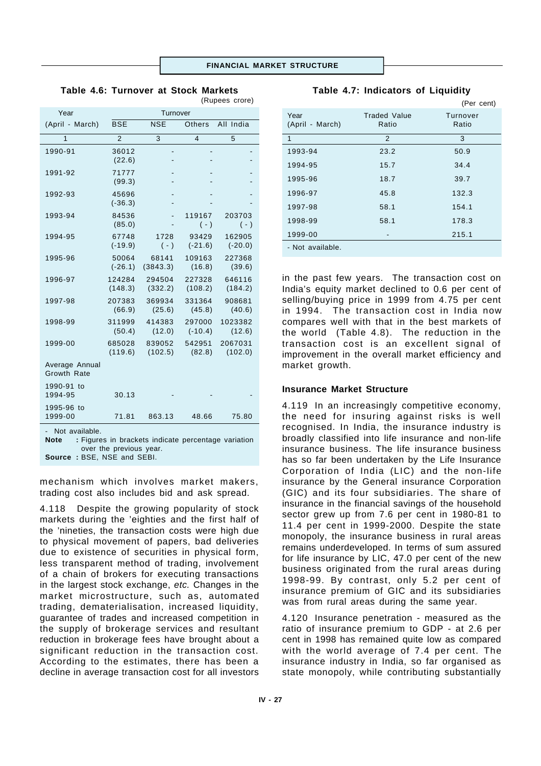**Table 4.6: Turnover at Stock Markets**

(Rupees crore)

| Year (April - March) | Turnover | | | |
|---|---|---|---|---|
| | BSE | NSE | Others | All India |
| 1 | 2 | 3 | 4 | 5 |
| 1990-91 | 36012 (22.6) | - | - | - |
| 1991-92 | 71777 (99.3) | - | - | - |
| 1992-93 | 45696 (-36.3) | - | - | - |
| 1993-94 | 84536 (85.0) | - | 119167 (-) | 203703 (-) |
| 1994-95 | 67748 (-19.9) | 1728 (-) | 93429 (-21.6) | 162905 (-20.0) |
| 1995-96 | 50064 (-26.1) | 68141 (3843.3) | 109163 (16.8) | 227368 (39.6) |
| 1996-97 | 124284 (148.3) | 294504 (332.2) | 227328 (108.2) | 646116 (184.2) |
| 1997-98 | 207383 (66.9) | 369934 (25.6) | 331364 (45.8) | 908681 (40.6) |
| 1998-99 | 311999 (50.4) | 414383 (12.0) | 297000 (-10.4) | 1023382 (12.6) |
| 1999-00 | 685028 (119.6) | 839052 (102.5) | 542951 (82.8) | 2067031 (102.0) |
| Average Annual Growth Rate | | | | |
| 1990-91 to 1994-95 | 30.13 | - | - | - |
| 1995-96 to 1999-00 | 71.81 | 863.13 | 48.66 | 75.80 |

\- Not available.

**Note** : Figures in brackets indicate percentage variation over the previous year.

**Source** : BSE, NSE and SEBI.

mechanism which involves market makers, trading cost also includes bid and ask spread.

4.118 Despite the growing popularity of stock markets during the 'eighties and the first half of the 'nineties, the transaction costs were high due to physical movement of papers, bad deliveries due to existence of securities in physical form, less transparent method of trading, involvement of a chain of brokers for executing transactions in the largest stock exchange, *etc.* Changes in the market microstructure, such as, automated trading, dematerialisation, increased liquidity, guarantee of trades and increased competition in the supply of brokerage services and resultant reduction in brokerage fees have brought about a significant reduction in the transaction cost. According to the estimates, there has been a decline in average transaction cost for all investors

**Table 4.7: Indicators of Liquidity**

(Per cent)

| Year (April - March) | Traded Value Ratio | Turnover Ratio |
|---|---|---|
| 1 | 2 | 3 |
| 1993-94 | 23.2 | 50.9 |
| 1994-95 | 15.7 | 34.4 |
| 1995-96 | 18.7 | 39.7 |
| 1996-97 | 45.8 | 132.3 |
| 1997-98 | 58.1 | 154.1 |
| 1998-99 | 58.1 | 178.3 |
| 1999-00 | - | 215.1 |

\- Not available.

in the past few years. The transaction cost on India's equity market declined to 0.6 per cent of selling/buying price in 1999 from 4.75 per cent in 1994. The transaction cost in India now compares well with that in the best markets of the world (Table 4.8). The reduction in the transaction cost is an excellent signal of improvement in the overall market efficiency and market growth.

### Insurance Market Structure

4.119 In an increasingly competitive economy, the need for insuring against risks is well recognised. In India, the insurance industry is broadly classified into life insurance and non-life insurance business. The life insurance business has so far been undertaken by the Life Insurance Corporation of India (LIC) and the non-life insurance by the General insurance Corporation (GIC) and its four subsidiaries. The share of insurance in the financial savings of the household sector grew up from 7.6 per cent in 1980-81 to 11.4 per cent in 1999-2000. Despite the state monopoly, the insurance business in rural areas remains underdeveloped. In terms of sum assured for life insurance by LIC, 47.0 per cent of the new business originated from the rural areas during 1998-99. By contrast, only 5.2 per cent of insurance premium of GIC and its subsidiaries was from rural areas during the same year.

4.120 Insurance penetration - measured as the ratio of insurance premium to GDP - at 2.6 per cent in 1998 has remained quite low as compared with the world average of 7.4 per cent. The insurance industry in India, so far organised as state monopoly, while contributing substantially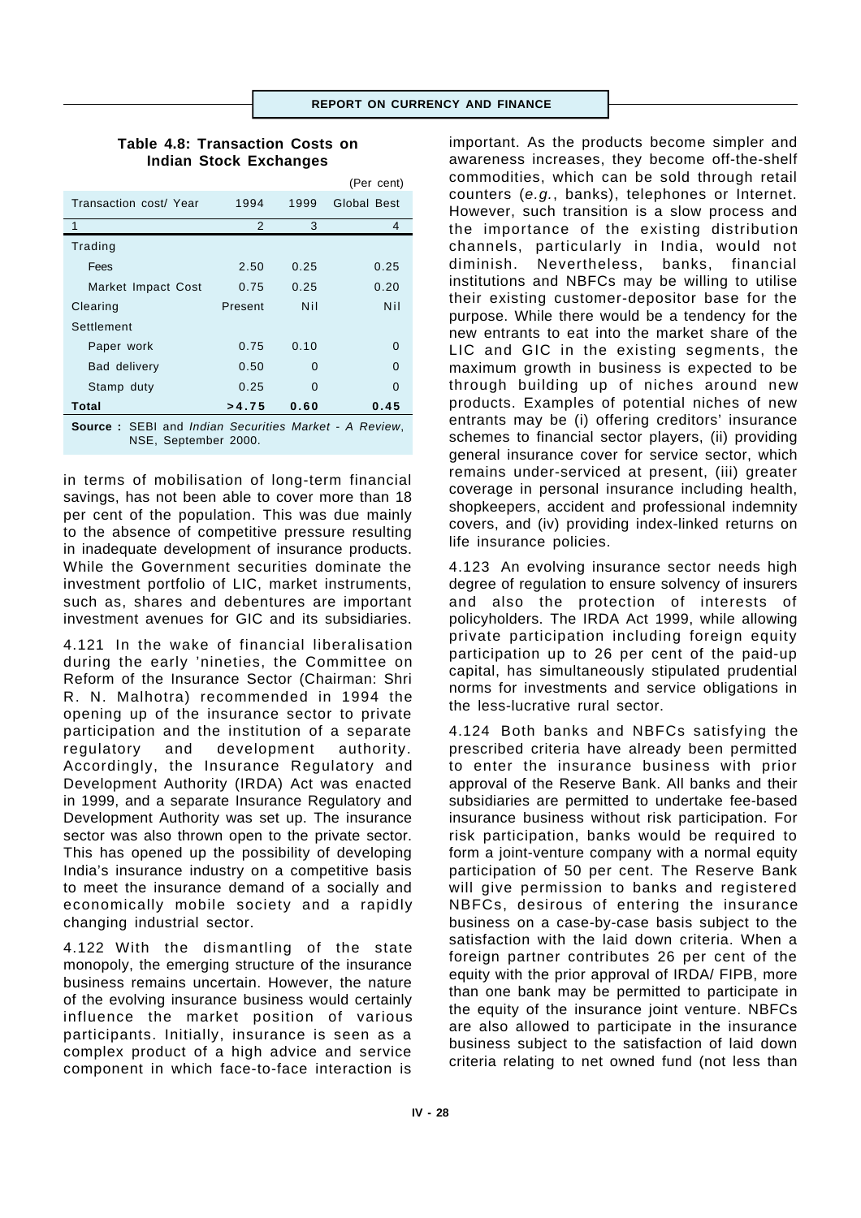**Table 4.8: Transaction Costs on Indian Stock Exchanges**

(Per cent)

| Transaction cost/ Year | 1994 | 1999 | Global Best |
|---|---|---|---|
| 1 | 2 | 3 | 4 |
| Trading | | | |
| Fees | 2.50 | 0.25 | 0.25 |
| Market Impact Cost | 0.75 | 0.25 | 0.20 |
| Clearing | Present | Nil | Nil |
| Settlement | | | |
| Paper work | 0.75 | 0.10 | 0 |
| Bad delivery | 0.50 | 0 | 0 |
| Stamp duty | 0.25 | 0 | 0 |
| **Total** | **>4.75** | **0.60** | **0.45** |

**Source :** SEBI and *Indian Securities Market - A Review*, NSE, September 2000.

in terms of mobilisation of long-term financial savings, has not been able to cover more than 18 per cent of the population. This was due mainly to the absence of competitive pressure resulting in inadequate development of insurance products. While the Government securities dominate the investment portfolio of LIC, market instruments, such as, shares and debentures are important investment avenues for GIC and its subsidiaries.

4.121 In the wake of financial liberalisation during the early 'nineties, the Committee on Reform of the Insurance Sector (Chairman: Shri R. N. Malhotra) recommended in 1994 the opening up of the insurance sector to private participation and the institution of a separate regulatory and development authority. Accordingly, the Insurance Regulatory and Development Authority (IRDA) Act was enacted in 1999, and a separate Insurance Regulatory and Development Authority was set up. The insurance sector was also thrown open to the private sector. This has opened up the possibility of developing India's insurance industry on a competitive basis to meet the insurance demand of a socially and economically mobile society and a rapidly changing industrial sector.

4.122 With the dismantling of the state monopoly, the emerging structure of the insurance business remains uncertain. However, the nature of the evolving insurance business would certainly influence the market position of various participants. Initially, insurance is seen as a complex product of a high advice and service component in which face-to-face interaction is important. As the products become simpler and awareness increases, they become off-the-shelf commodities, which can be sold through retail counters (*e.g.*, banks), telephones or Internet. However, such transition is a slow process and the importance of the existing distribution channels, particularly in India, would not diminish. Nevertheless, banks, financial institutions and NBFCs may be willing to utilise their existing customer-depositor base for the purpose. While there would be a tendency for the new entrants to eat into the market share of the LIC and GIC in the existing segments, the maximum growth in business is expected to be through building up of niches around new products. Examples of potential niches of new entrants may be (i) offering creditors' insurance schemes to financial sector players, (ii) providing general insurance cover for service sector, which remains under-serviced at present, (iii) greater coverage in personal insurance including health, shopkeepers, accident and professional indemnity covers, and (iv) providing index-linked returns on life insurance policies.

4.123 An evolving insurance sector needs high degree of regulation to ensure solvency of insurers and also the protection of interests of policyholders. The IRDA Act 1999, while allowing private participation including foreign equity participation up to 26 per cent of the paid-up capital, has simultaneously stipulated prudential norms for investments and service obligations in the less-lucrative rural sector.

4.124 Both banks and NBFCs satisfying the prescribed criteria have already been permitted to enter the insurance business with prior approval of the Reserve Bank. All banks and their subsidiaries are permitted to undertake fee-based insurance business without risk participation. For risk participation, banks would be required to form a joint-venture company with a normal equity participation of 50 per cent. The Reserve Bank will give permission to banks and registered NBFCs, desirous of entering the insurance business on a case-by-case basis subject to the satisfaction with the laid down criteria. When a foreign partner contributes 26 per cent of the equity with the prior approval of IRDA/ FIPB, more than one bank may be permitted to participate in the equity of the insurance joint venture. NBFCs are also allowed to participate in the insurance business subject to the satisfaction of laid down criteria relating to net owned fund (not less than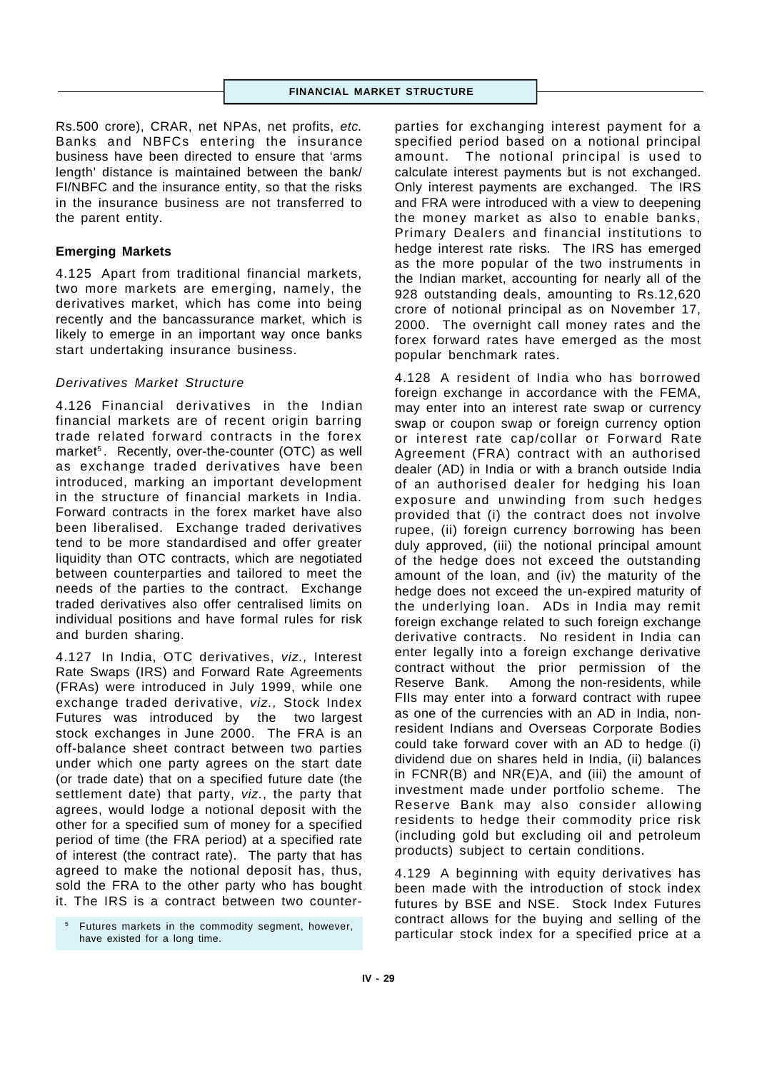Rs.500 crore), CRAR, net NPAs, net profits, *etc.* Banks and NBFCs entering the insurance business have been directed to ensure that 'arms length' distance is maintained between the bank/ FI/NBFC and the insurance entity, so that the risks in the insurance business are not transferred to the parent entity.

### Emerging Markets

4.125 Apart from traditional financial markets, two more markets are emerging, namely, the derivatives market, which has come into being recently and the bancassurance market, which is likely to emerge in an important way once banks start undertaking insurance business.

#### *Derivatives Market Structure*

4.126 Financial derivatives in the Indian financial markets are of recent origin barring trade related forward contracts in the forex market[5]. Recently, over-the-counter (OTC) as well as exchange traded derivatives have been introduced, marking an important development in the structure of financial markets in India. Forward contracts in the forex market have also been liberalised. Exchange traded derivatives tend to be more standardised and offer greater liquidity than OTC contracts, which are negotiated between counterparties and tailored to meet the needs of the parties to the contract. Exchange traded derivatives also offer centralised limits on individual positions and have formal rules for risk and burden sharing.

4.127 In India, OTC derivatives, *viz.,* Interest Rate Swaps (IRS) and Forward Rate Agreements (FRAs) were introduced in July 1999, while one exchange traded derivative, *viz.,* Stock Index Futures was introduced by the two largest stock exchanges in June 2000. The FRA is an off-balance sheet contract between two parties under which one party agrees on the start date (or trade date) that on a specified future date (the settlement date) that party, *viz.*, the party that agrees, would lodge a notional deposit with the other for a specified sum of money for a specified period of time (the FRA period) at a specified rate of interest (the contract rate). The party that has agreed to make the notional deposit has, thus, sold the FRA to the other party who has bought it. The IRS is a contract between two counterparties for exchanging interest payment for a specified period based on a notional principal amount. The notional principal is used to calculate interest payments but is not exchanged. Only interest payments are exchanged. The IRS and FRA were introduced with a view to deepening the money market as also to enable banks, Primary Dealers and financial institutions to hedge interest rate risks. The IRS has emerged as the more popular of the two instruments in the Indian market, accounting for nearly all of the 928 outstanding deals, amounting to Rs.12,620 crore of notional principal as on November 17, 2000. The overnight call money rates and the forex forward rates have emerged as the most popular benchmark rates.

4.128 A resident of India who has borrowed foreign exchange in accordance with the FEMA, may enter into an interest rate swap or currency swap or coupon swap or foreign currency option or interest rate cap/collar or Forward Rate Agreement (FRA) contract with an authorised dealer (AD) in India or with a branch outside India of an authorised dealer for hedging his loan exposure and unwinding from such hedges provided that (i) the contract does not involve rupee, (ii) foreign currency borrowing has been duly approved, (iii) the notional principal amount of the hedge does not exceed the outstanding amount of the loan, and (iv) the maturity of the hedge does not exceed the un-expired maturity of the underlying loan. ADs in India may remit foreign exchange related to such foreign exchange derivative contracts. No resident in India can enter legally into a foreign exchange derivative contract without the prior permission of the Reserve Bank. Among the non-residents, while FIIs may enter into a forward contract with rupee as one of the currencies with an AD in India, non-resident Indians and Overseas Corporate Bodies could take forward cover with an AD to hedge (i) dividend due on shares held in India, (ii) balances in FCNR(B) and NR(E)A, and (iii) the amount of investment made under portfolio scheme. The Reserve Bank may also consider allowing residents to hedge their commodity price risk (including gold but excluding oil and petroleum products) subject to certain conditions.

4.129 A beginning with equity derivatives has been made with the introduction of stock index futures by BSE and NSE. Stock Index Futures contract allows for the buying and selling of the particular stock index for a specified price at a

[5] Futures markets in the commodity segment, however, have existed for a long time.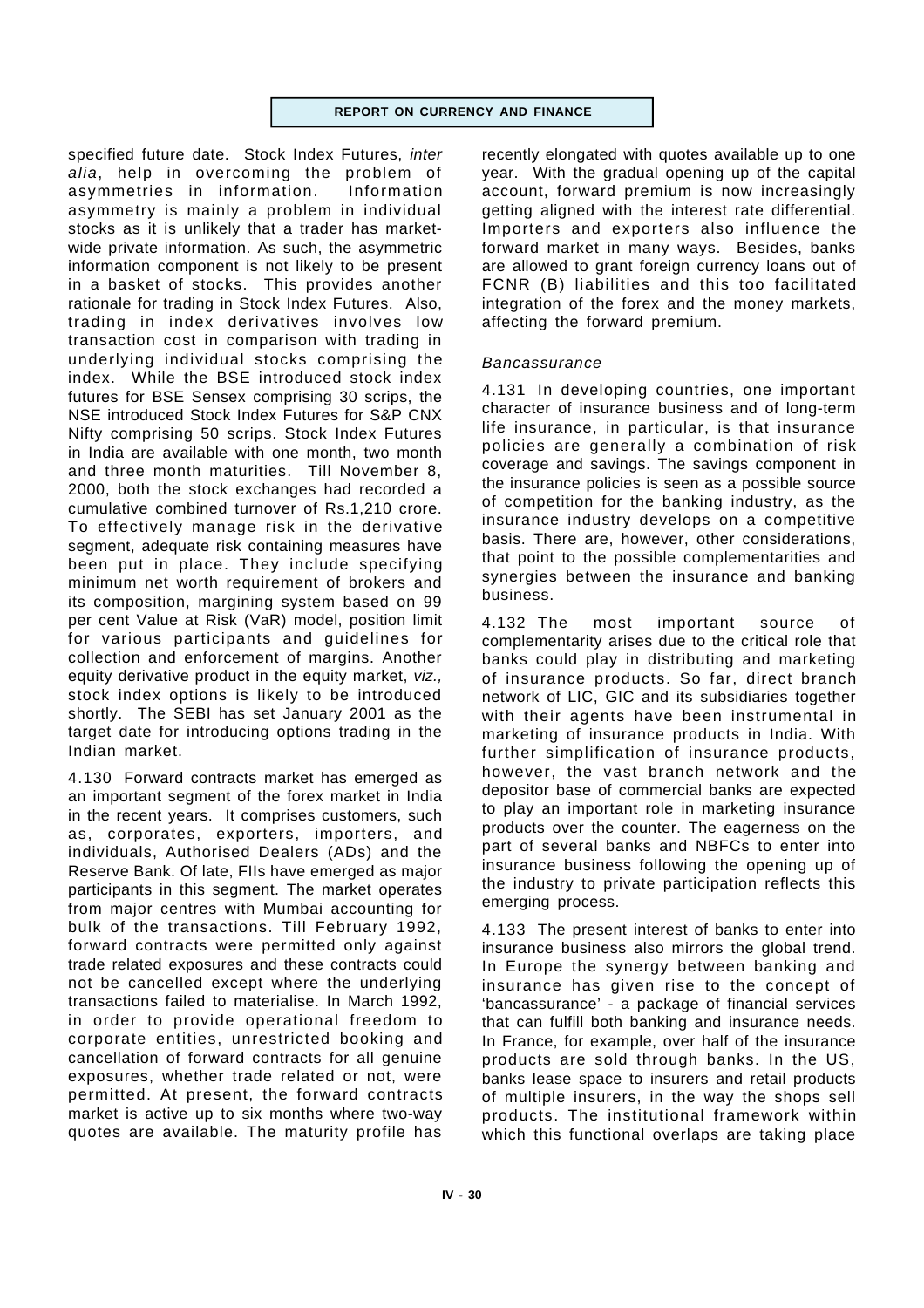specified future date. Stock Index Futures, *inter alia*, help in overcoming the problem of asymmetries in information. Information asymmetry is mainly a problem in individual stocks as it is unlikely that a trader has market-wide private information. As such, the asymmetric information component is not likely to be present in a basket of stocks. This provides another rationale for trading in Stock Index Futures. Also, trading in index derivatives involves low transaction cost in comparison with trading in underlying individual stocks comprising the index. While the BSE introduced stock index futures for BSE Sensex comprising 30 scrips, the NSE introduced Stock Index Futures for S&P CNX Nifty comprising 50 scrips. Stock Index Futures in India are available with one month, two month and three month maturities. Till November 8, 2000, both the stock exchanges had recorded a cumulative combined turnover of Rs.1,210 crore. To effectively manage risk in the derivative segment, adequate risk containing measures have been put in place. They include specifying minimum net worth requirement of brokers and its composition, margining system based on 99 per cent Value at Risk (VaR) model, position limit for various participants and guidelines for collection and enforcement of margins. Another equity derivative product in the equity market, *viz.,* stock index options is likely to be introduced shortly. The SEBI has set January 2001 as the target date for introducing options trading in the Indian market.

4.130 Forward contracts market has emerged as an important segment of the forex market in India in the recent years. It comprises customers, such as, corporates, exporters, importers, and individuals, Authorised Dealers (ADs) and the Reserve Bank. Of late, FIIs have emerged as major participants in this segment. The market operates from major centres with Mumbai accounting for bulk of the transactions. Till February 1992, forward contracts were permitted only against trade related exposures and these contracts could not be cancelled except where the underlying transactions failed to materialise. In March 1992, in order to provide operational freedom to corporate entities, unrestricted booking and cancellation of forward contracts for all genuine exposures, whether trade related or not, were permitted. At present, the forward contracts market is active up to six months where two-way quotes are available. The maturity profile has recently elongated with quotes available up to one year. With the gradual opening up of the capital account, forward premium is now increasingly getting aligned with the interest rate differential. Importers and exporters also influence the forward market in many ways. Besides, banks are allowed to grant foreign currency loans out of FCNR (B) liabilities and this too facilitated integration of the forex and the money markets, affecting the forward premium.

*Bancassurance*

4.131 In developing countries, one important character of insurance business and of long-term life insurance, in particular, is that insurance policies are generally a combination of risk coverage and savings. The savings component in the insurance policies is seen as a possible source of competition for the banking industry, as the insurance industry develops on a competitive basis. There are, however, other considerations, that point to the possible complementarities and synergies between the insurance and banking business.

4.132 The most important source of complementarity arises due to the critical role that banks could play in distributing and marketing of insurance products. So far, direct branch network of LIC, GIC and its subsidiaries together with their agents have been instrumental in marketing of insurance products in India. With further simplification of insurance products, however, the vast branch network and the depositor base of commercial banks are expected to play an important role in marketing insurance products over the counter. The eagerness on the part of several banks and NBFCs to enter into insurance business following the opening up of the industry to private participation reflects this emerging process.

4.133 The present interest of banks to enter into insurance business also mirrors the global trend. In Europe the synergy between banking and insurance has given rise to the concept of 'bancassurance' - a package of financial services that can fulfill both banking and insurance needs. In France, for example, over half of the insurance products are sold through banks. In the US, banks lease space to insurers and retail products of multiple insurers, in the way the shops sell products. The institutional framework within which this functional overlaps are taking place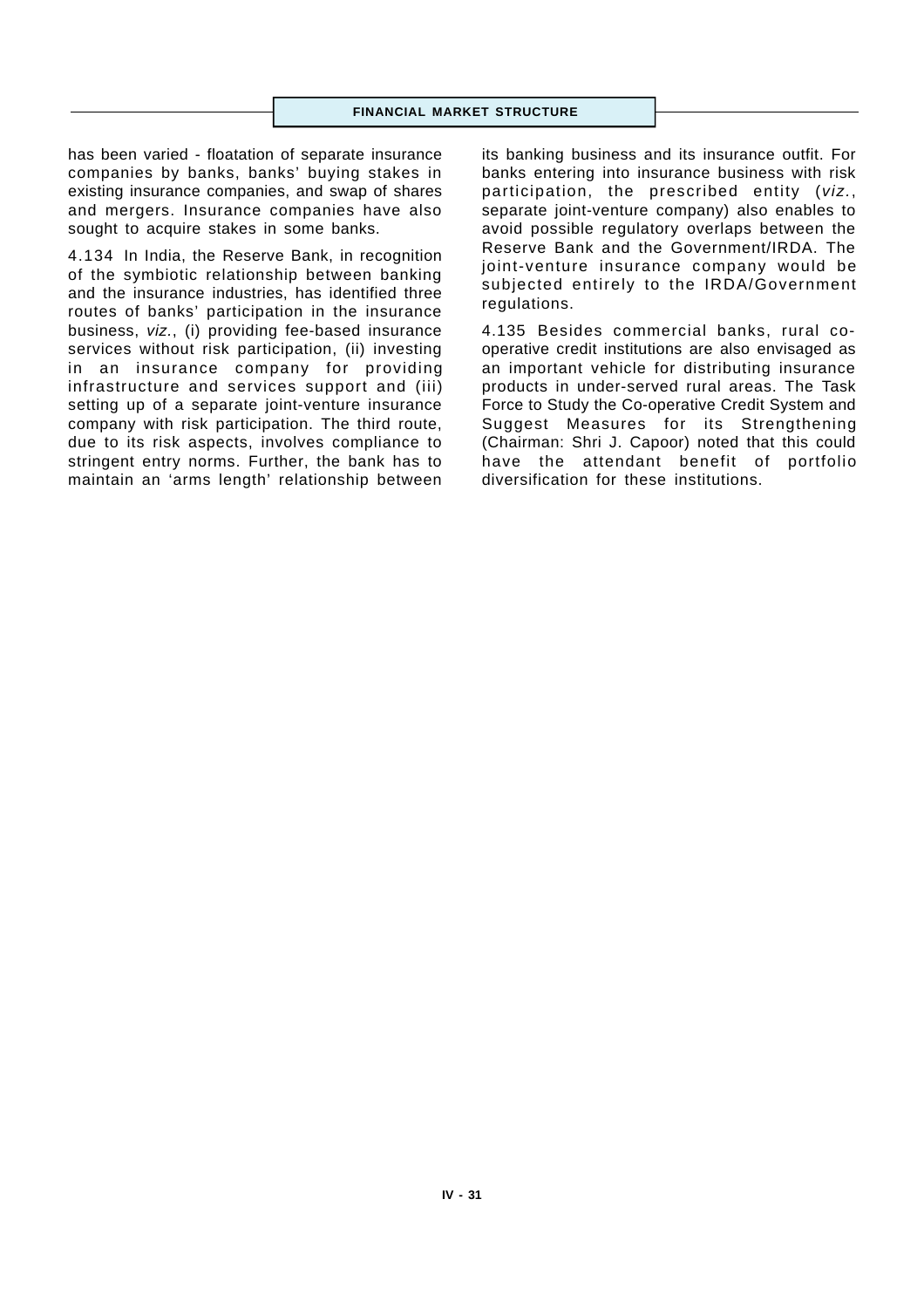has been varied - floatation of separate insurance companies by banks, banks' buying stakes in existing insurance companies, and swap of shares and mergers. Insurance companies have also sought to acquire stakes in some banks.

4.134 In India, the Reserve Bank, in recognition of the symbiotic relationship between banking and the insurance industries, has identified three routes of banks' participation in the insurance business, *viz.*, (i) providing fee-based insurance services without risk participation, (ii) investing in an insurance company for providing infrastructure and services support and (iii) setting up of a separate joint-venture insurance company with risk participation. The third route, due to its risk aspects, involves compliance to stringent entry norms. Further, the bank has to maintain an 'arms length' relationship between its banking business and its insurance outfit. For banks entering into insurance business with risk participation, the prescribed entity (*viz.*, separate joint-venture company) also enables to avoid possible regulatory overlaps between the Reserve Bank and the Government/IRDA. The joint-venture insurance company would be subjected entirely to the IRDA/Government regulations.

4.135 Besides commercial banks, rural co-operative credit institutions are also envisaged as an important vehicle for distributing insurance products in under-served rural areas. The Task Force to Study the Co-operative Credit System and Suggest Measures for its Strengthening (Chairman: Shri J. Capoor) noted that this could have the attendant benefit of portfolio diversification for these institutions.